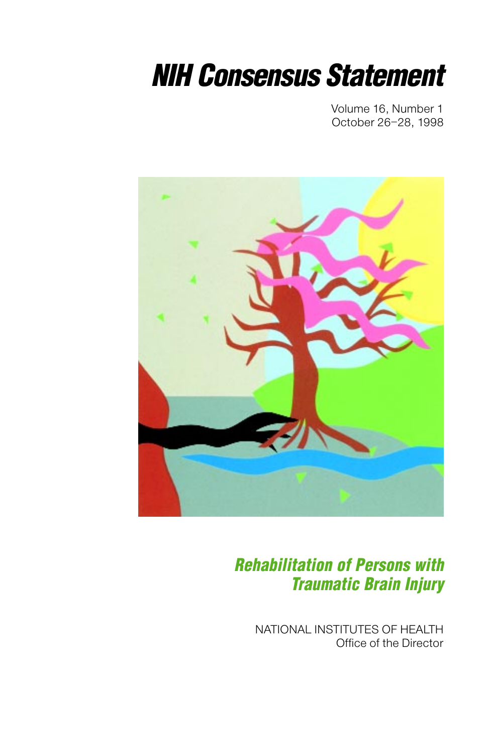# NIH Consensus Statement

Volume 16, Number 1
October 26–28, 1998

## Rehabilitation of Persons with Traumatic Brain Injury

NATIONAL INSTITUTES OF HEALTH
Office of the Director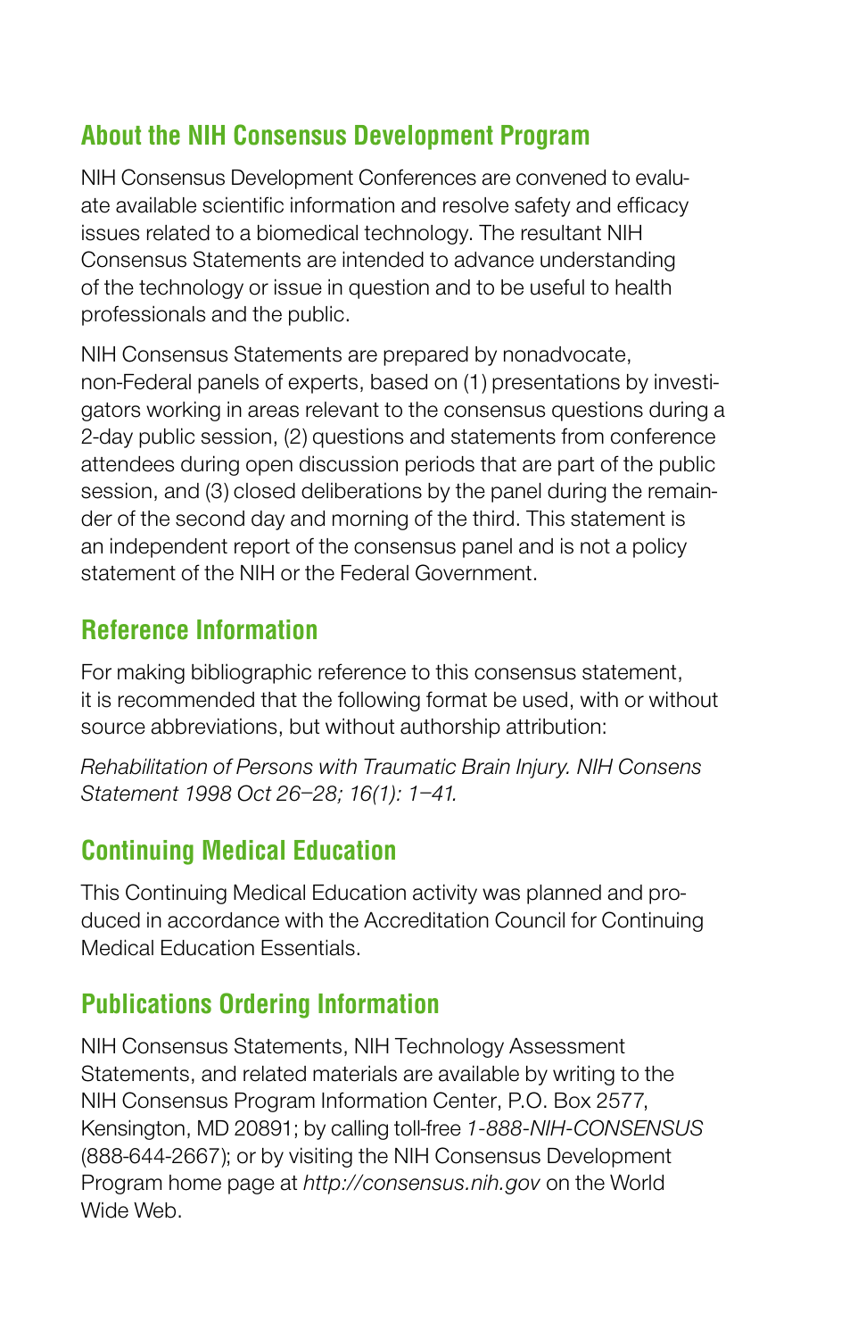## About the NIH Consensus Development Program

NIH Consensus Development Conferences are convened to evaluate available scientific information and resolve safety and efficacy issues related to a biomedical technology. The resultant NIH Consensus Statements are intended to advance understanding of the technology or issue in question and to be useful to health professionals and the public.

NIH Consensus Statements are prepared by nonadvocate, non-Federal panels of experts, based on (1) presentations by investigators working in areas relevant to the consensus questions during a 2-day public session, (2) questions and statements from conference attendees during open discussion periods that are part of the public session, and (3) closed deliberations by the panel during the remainder of the second day and morning of the third. This statement is an independent report of the consensus panel and is not a policy statement of the NIH or the Federal Government.

## Reference Information

For making bibliographic reference to this consensus statement, it is recommended that the following format be used, with or without source abbreviations, but without authorship attribution:

*Rehabilitation of Persons with Traumatic Brain Injury. NIH Consens Statement 1998 Oct 26–28; 16(1): 1–41.*

## Continuing Medical Education

This Continuing Medical Education activity was planned and produced in accordance with the Accreditation Council for Continuing Medical Education Essentials.

## Publications Ordering Information

NIH Consensus Statements, NIH Technology Assessment Statements, and related materials are available by writing to the NIH Consensus Program Information Center, P.O. Box 2577, Kensington, MD 20891; by calling toll-free *1-888-NIH-CONSENSUS* (888-644-2667); or by visiting the NIH Consensus Development Program home page at *http://consensus.nih.gov* on the World Wide Web.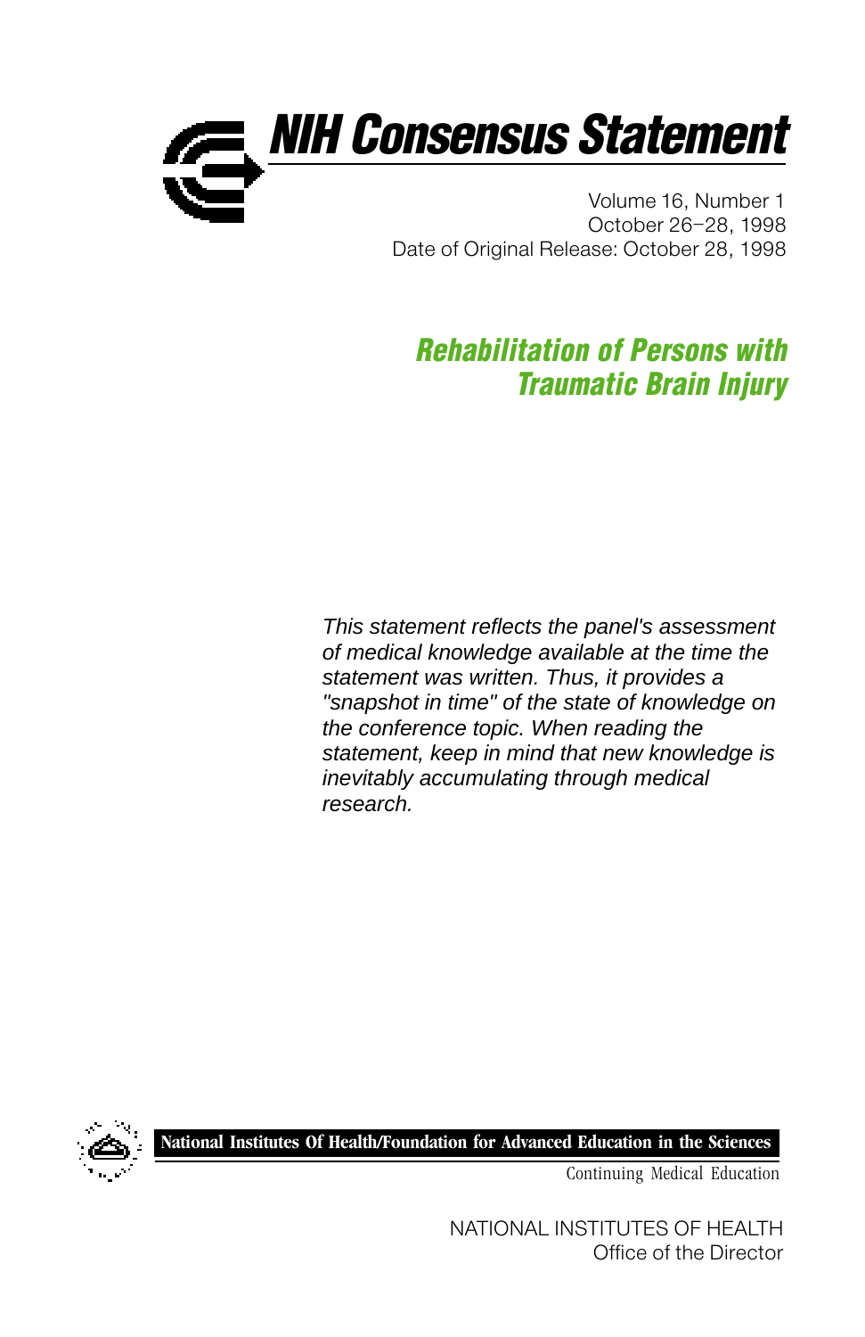# NIH Consensus Statement

Volume 16, Number 1
October 26–28, 1998
Date of Original Release: October 28, 1998

## *Rehabilitation of Persons with Traumatic Brain Injury*

*This statement reflects the panel's assessment of medical knowledge available at the time the statement was written. Thus, it provides a "snapshot in time" of the state of knowledge on the conference topic. When reading the statement, keep in mind that new knowledge is inevitably accumulating through medical research.*

**National Institutes Of Health/Foundation for Advanced Education in the Sciences**

Continuing Medical Education

NATIONAL INSTITUTES OF HEALTH
Office of the Director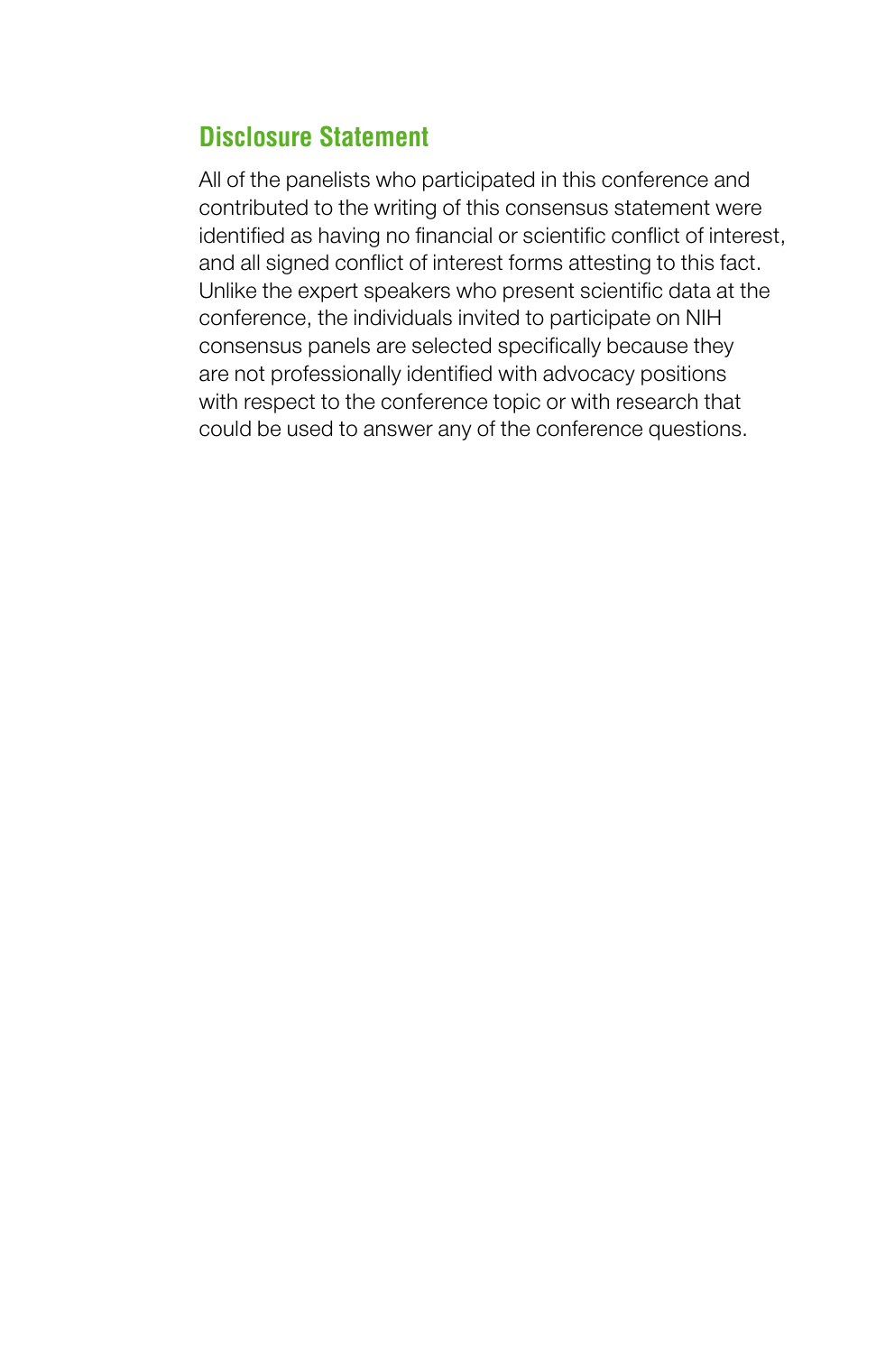## Disclosure Statement

All of the panelists who participated in this conference and contributed to the writing of this consensus statement were identified as having no financial or scientific conflict of interest, and all signed conflict of interest forms attesting to this fact. Unlike the expert speakers who present scientific data at the conference, the individuals invited to participate on NIH consensus panels are selected specifically because they are not professionally identified with advocacy positions with respect to the conference topic or with research that could be used to answer any of the conference questions.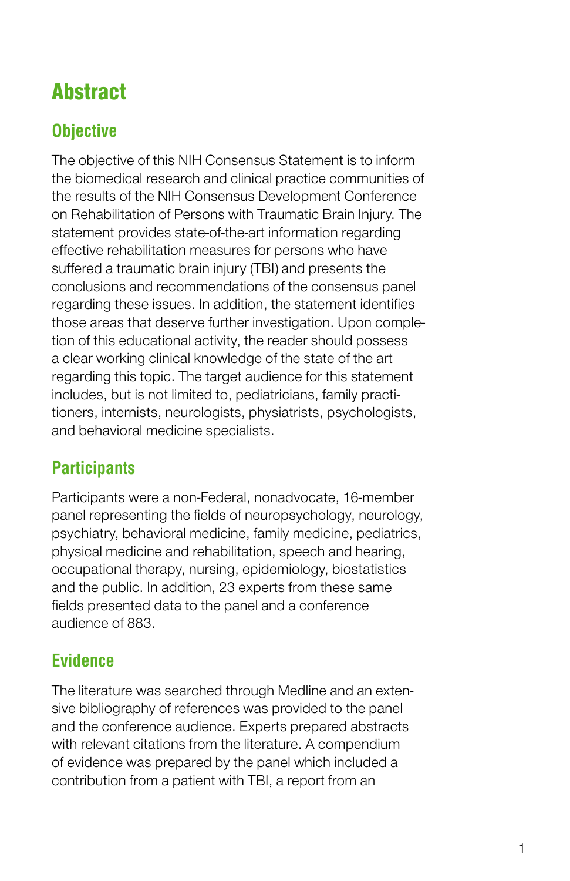# Abstract

## Objective

The objective of this NIH Consensus Statement is to inform the biomedical research and clinical practice communities of the results of the NIH Consensus Development Conference on Rehabilitation of Persons with Traumatic Brain Injury. The statement provides state-of-the-art information regarding effective rehabilitation measures for persons who have suffered a traumatic brain injury (TBI) and presents the conclusions and recommendations of the consensus panel regarding these issues. In addition, the statement identifies those areas that deserve further investigation. Upon completion of this educational activity, the reader should possess a clear working clinical knowledge of the state of the art regarding this topic. The target audience for this statement includes, but is not limited to, pediatricians, family practitioners, internists, neurologists, physiatrists, psychologists, and behavioral medicine specialists.

## Participants

Participants were a non-Federal, nonadvocate, 16-member panel representing the fields of neuropsychology, neurology, psychiatry, behavioral medicine, family medicine, pediatrics, physical medicine and rehabilitation, speech and hearing, occupational therapy, nursing, epidemiology, biostatistics and the public. In addition, 23 experts from these same fields presented data to the panel and a conference audience of 883.

## Evidence

The literature was searched through Medline and an extensive bibliography of references was provided to the panel and the conference audience. Experts prepared abstracts with relevant citations from the literature. A compendium of evidence was prepared by the panel which included a contribution from a patient with TBI, a report from an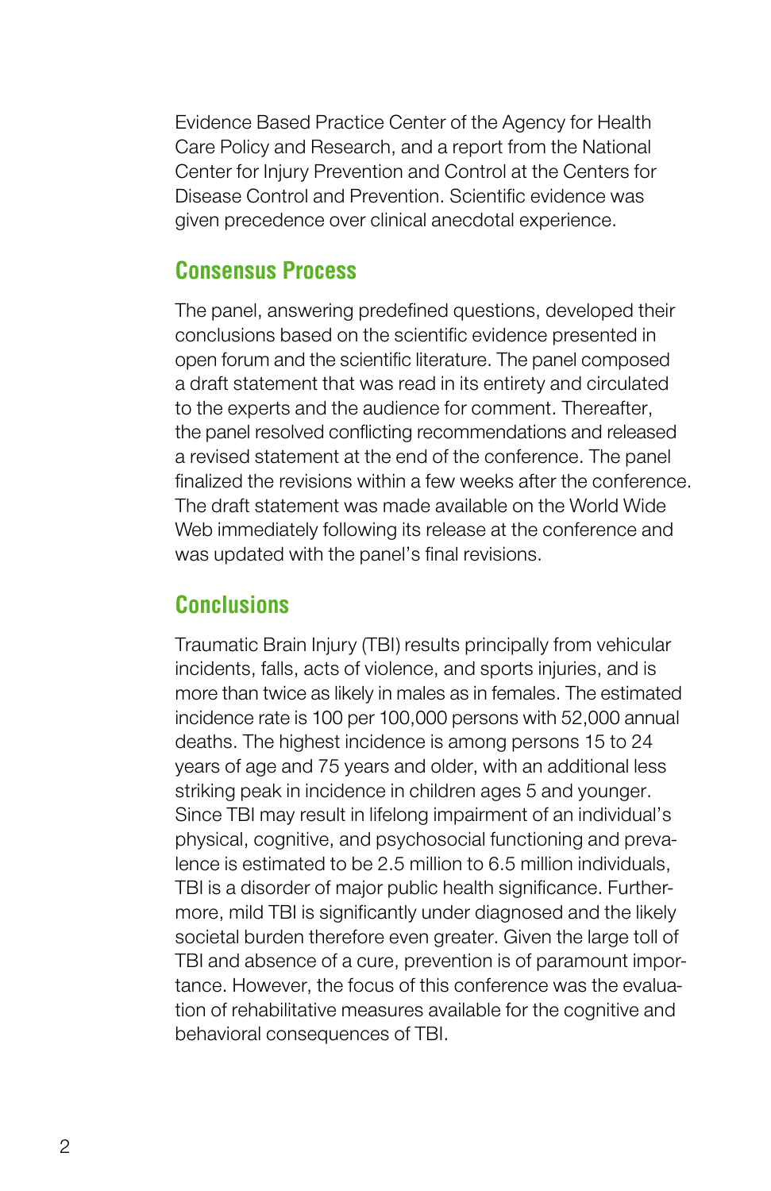Evidence Based Practice Center of the Agency for Health Care Policy and Research, and a report from the National Center for Injury Prevention and Control at the Centers for Disease Control and Prevention. Scientific evidence was given precedence over clinical anecdotal experience.

## Consensus Process

The panel, answering predefined questions, developed their conclusions based on the scientific evidence presented in open forum and the scientific literature. The panel composed a draft statement that was read in its entirety and circulated to the experts and the audience for comment. Thereafter, the panel resolved conflicting recommendations and released a revised statement at the end of the conference. The panel finalized the revisions within a few weeks after the conference. The draft statement was made available on the World Wide Web immediately following its release at the conference and was updated with the panel's final revisions.

## Conclusions

Traumatic Brain Injury (TBI) results principally from vehicular incidents, falls, acts of violence, and sports injuries, and is more than twice as likely in males as in females. The estimated incidence rate is 100 per 100,000 persons with 52,000 annual deaths. The highest incidence is among persons 15 to 24 years of age and 75 years and older, with an additional less striking peak in incidence in children ages 5 and younger. Since TBI may result in lifelong impairment of an individual's physical, cognitive, and psychosocial functioning and prevalence is estimated to be 2.5 million to 6.5 million individuals, TBI is a disorder of major public health significance. Furthermore, mild TBI is significantly under diagnosed and the likely societal burden therefore even greater. Given the large toll of TBI and absence of a cure, prevention is of paramount importance. However, the focus of this conference was the evaluation of rehabilitative measures available for the cognitive and behavioral consequences of TBI.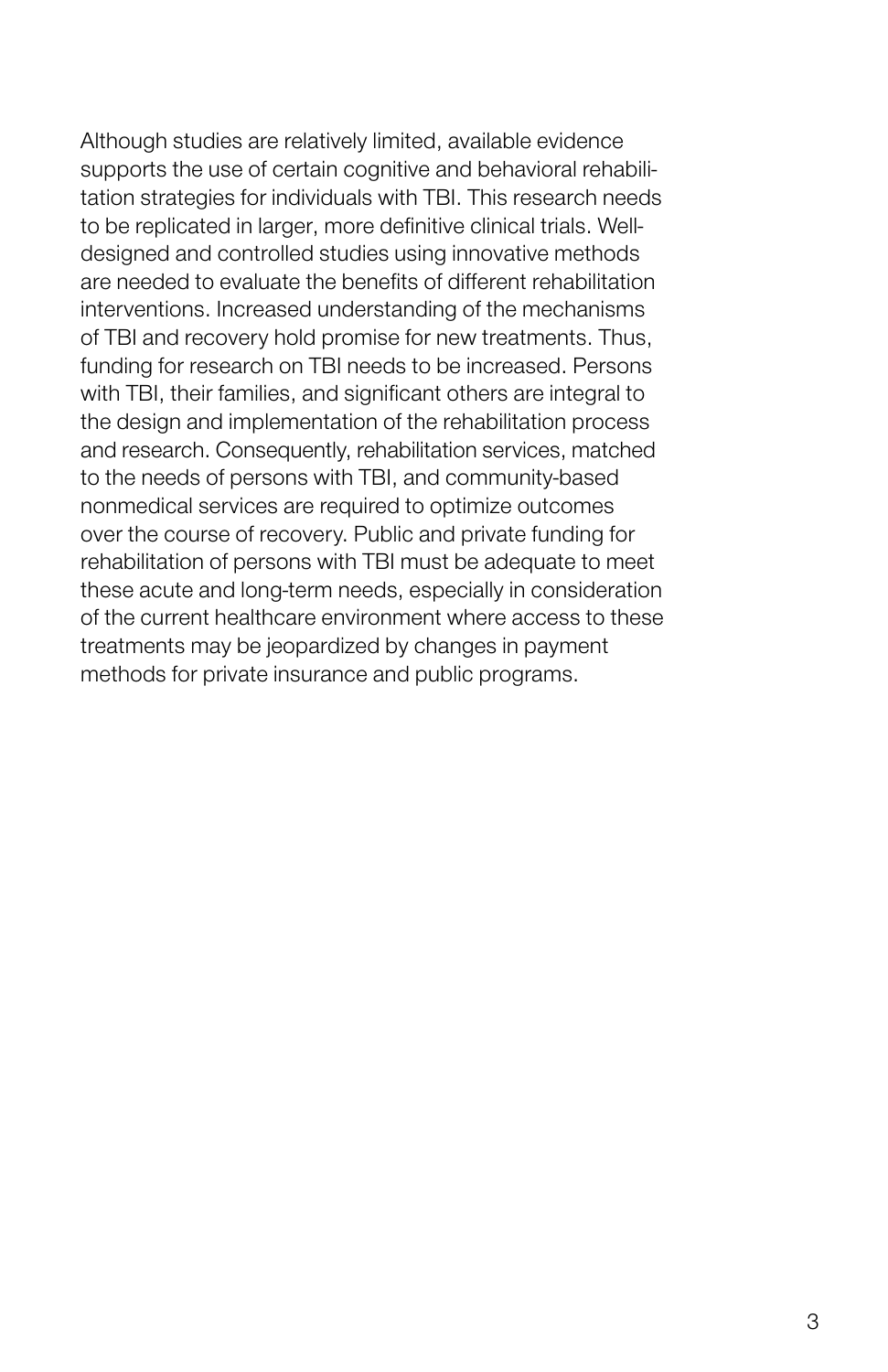Although studies are relatively limited, available evidence supports the use of certain cognitive and behavioral rehabilitation strategies for individuals with TBI. This research needs to be replicated in larger, more definitive clinical trials. Well-designed and controlled studies using innovative methods are needed to evaluate the benefits of different rehabilitation interventions. Increased understanding of the mechanisms of TBI and recovery hold promise for new treatments. Thus, funding for research on TBI needs to be increased. Persons with TBI, their families, and significant others are integral to the design and implementation of the rehabilitation process and research. Consequently, rehabilitation services, matched to the needs of persons with TBI, and community-based nonmedical services are required to optimize outcomes over the course of recovery. Public and private funding for rehabilitation of persons with TBI must be adequate to meet these acute and long-term needs, especially in consideration of the current healthcare environment where access to these treatments may be jeopardized by changes in payment methods for private insurance and public programs.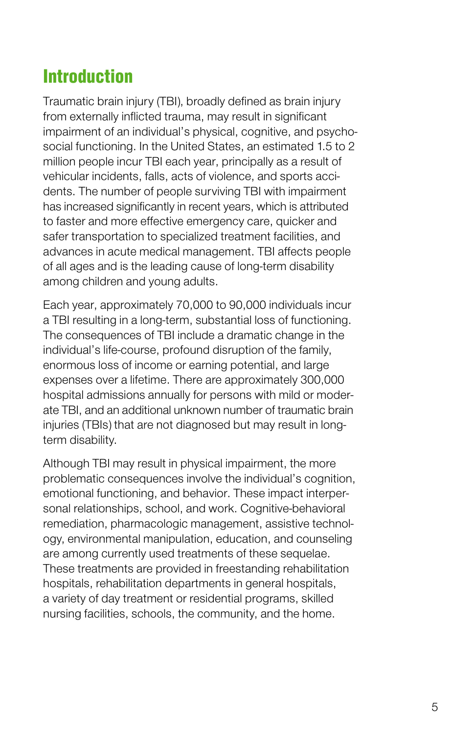## Introduction

Traumatic brain injury (TBI), broadly defined as brain injury from externally inflicted trauma, may result in significant impairment of an individual's physical, cognitive, and psychosocial functioning. In the United States, an estimated 1.5 to 2 million people incur TBI each year, principally as a result of vehicular incidents, falls, acts of violence, and sports accidents. The number of people surviving TBI with impairment has increased significantly in recent years, which is attributed to faster and more effective emergency care, quicker and safer transportation to specialized treatment facilities, and advances in acute medical management. TBI affects people of all ages and is the leading cause of long-term disability among children and young adults.

Each year, approximately 70,000 to 90,000 individuals incur a TBI resulting in a long-term, substantial loss of functioning. The consequences of TBI include a dramatic change in the individual's life-course, profound disruption of the family, enormous loss of income or earning potential, and large expenses over a lifetime. There are approximately 300,000 hospital admissions annually for persons with mild or moderate TBI, and an additional unknown number of traumatic brain injuries (TBIs) that are not diagnosed but may result in long-term disability.

Although TBI may result in physical impairment, the more problematic consequences involve the individual's cognition, emotional functioning, and behavior. These impact interpersonal relationships, school, and work. Cognitive-behavioral remediation, pharmacologic management, assistive technology, environmental manipulation, education, and counseling are among currently used treatments of these sequelae. These treatments are provided in freestanding rehabilitation hospitals, rehabilitation departments in general hospitals, a variety of day treatment or residential programs, skilled nursing facilities, schools, the community, and the home.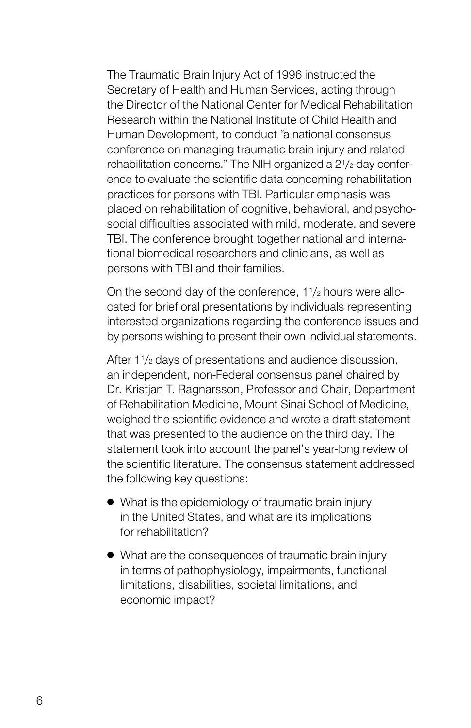The Traumatic Brain Injury Act of 1996 instructed the Secretary of Health and Human Services, acting through the Director of the National Center for Medical Rehabilitation Research within the National Institute of Child Health and Human Development, to conduct "a national consensus conference on managing traumatic brain injury and related rehabilitation concerns." The NIH organized a 2½-day conference to evaluate the scientific data concerning rehabilitation practices for persons with TBI. Particular emphasis was placed on rehabilitation of cognitive, behavioral, and psychosocial difficulties associated with mild, moderate, and severe TBI. The conference brought together national and international biomedical researchers and clinicians, as well as persons with TBI and their families.

On the second day of the conference, 1½ hours were allocated for brief oral presentations by individuals representing interested organizations regarding the conference issues and by persons wishing to present their own individual statements.

After 1½ days of presentations and audience discussion, an independent, non-Federal consensus panel chaired by Dr. Kristjan T. Ragnarsson, Professor and Chair, Department of Rehabilitation Medicine, Mount Sinai School of Medicine, weighed the scientific evidence and wrote a draft statement that was presented to the audience on the third day. The statement took into account the panel's year-long review of the scientific literature. The consensus statement addressed the following key questions:

- What is the epidemiology of traumatic brain injury in the United States, and what are its implications for rehabilitation?
- What are the consequences of traumatic brain injury in terms of pathophysiology, impairments, functional limitations, disabilities, societal limitations, and economic impact?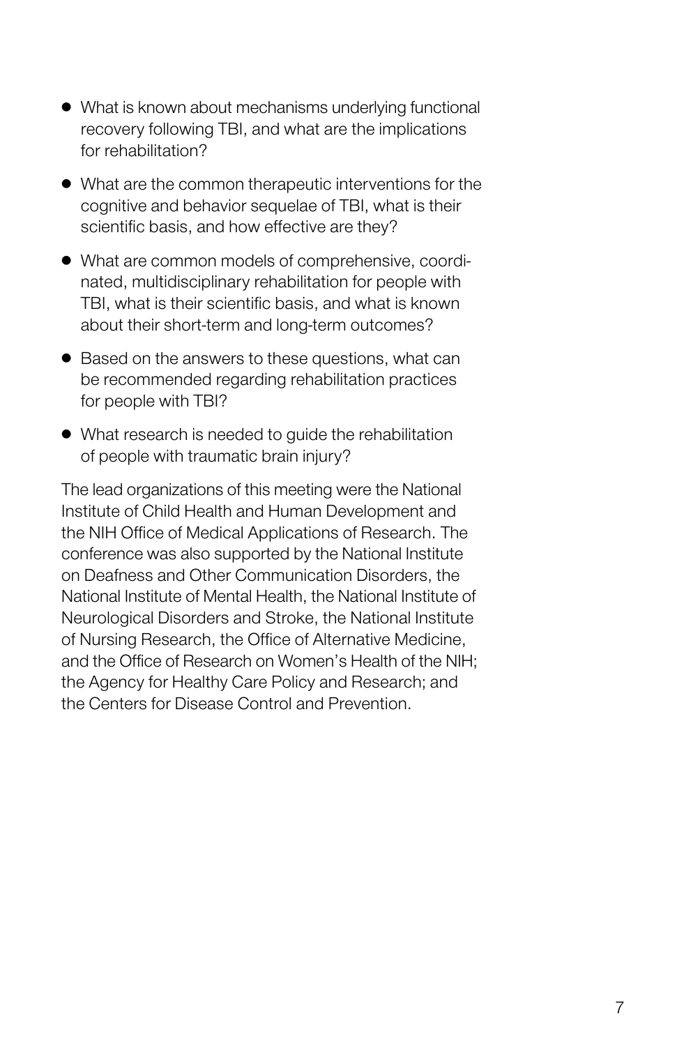- What is known about mechanisms underlying functional recovery following TBI, and what are the implications for rehabilitation?
- What are the common therapeutic interventions for the cognitive and behavior sequelae of TBI, what is their scientific basis, and how effective are they?
- What are common models of comprehensive, coordinated, multidisciplinary rehabilitation for people with TBI, what is their scientific basis, and what is known about their short-term and long-term outcomes?
- Based on the answers to these questions, what can be recommended regarding rehabilitation practices for people with TBI?
- What research is needed to guide the rehabilitation of people with traumatic brain injury?

The lead organizations of this meeting were the National Institute of Child Health and Human Development and the NIH Office of Medical Applications of Research. The conference was also supported by the National Institute on Deafness and Other Communication Disorders, the National Institute of Mental Health, the National Institute of Neurological Disorders and Stroke, the National Institute of Nursing Research, the Office of Alternative Medicine, and the Office of Research on Women's Health of the NIH; the Agency for Healthy Care Policy and Research; and the Centers for Disease Control and Prevention.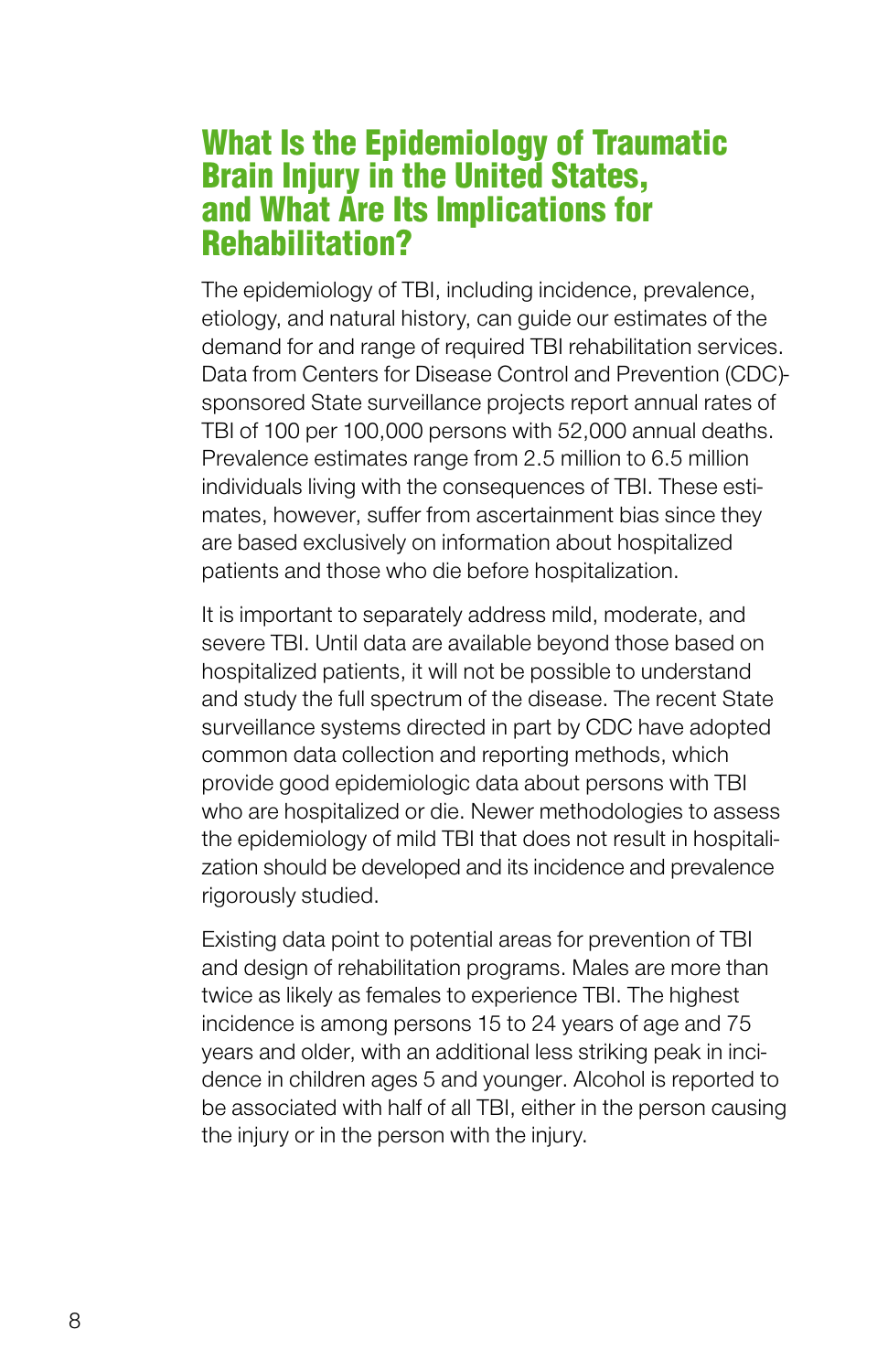## What Is the Epidemiology of Traumatic Brain Injury in the United States, and What Are Its Implications for Rehabilitation?

The epidemiology of TBI, including incidence, prevalence, etiology, and natural history, can guide our estimates of the demand for and range of required TBI rehabilitation services. Data from Centers for Disease Control and Prevention (CDC)-sponsored State surveillance projects report annual rates of TBI of 100 per 100,000 persons with 52,000 annual deaths. Prevalence estimates range from 2.5 million to 6.5 million individuals living with the consequences of TBI. These estimates, however, suffer from ascertainment bias since they are based exclusively on information about hospitalized patients and those who die before hospitalization.

It is important to separately address mild, moderate, and severe TBI. Until data are available beyond those based on hospitalized patients, it will not be possible to understand and study the full spectrum of the disease. The recent State surveillance systems directed in part by CDC have adopted common data collection and reporting methods, which provide good epidemiologic data about persons with TBI who are hospitalized or die. Newer methodologies to assess the epidemiology of mild TBI that does not result in hospitalization should be developed and its incidence and prevalence rigorously studied.

Existing data point to potential areas for prevention of TBI and design of rehabilitation programs. Males are more than twice as likely as females to experience TBI. The highest incidence is among persons 15 to 24 years of age and 75 years and older, with an additional less striking peak in incidence in children ages 5 and younger. Alcohol is reported to be associated with half of all TBI, either in the person causing the injury or in the person with the injury.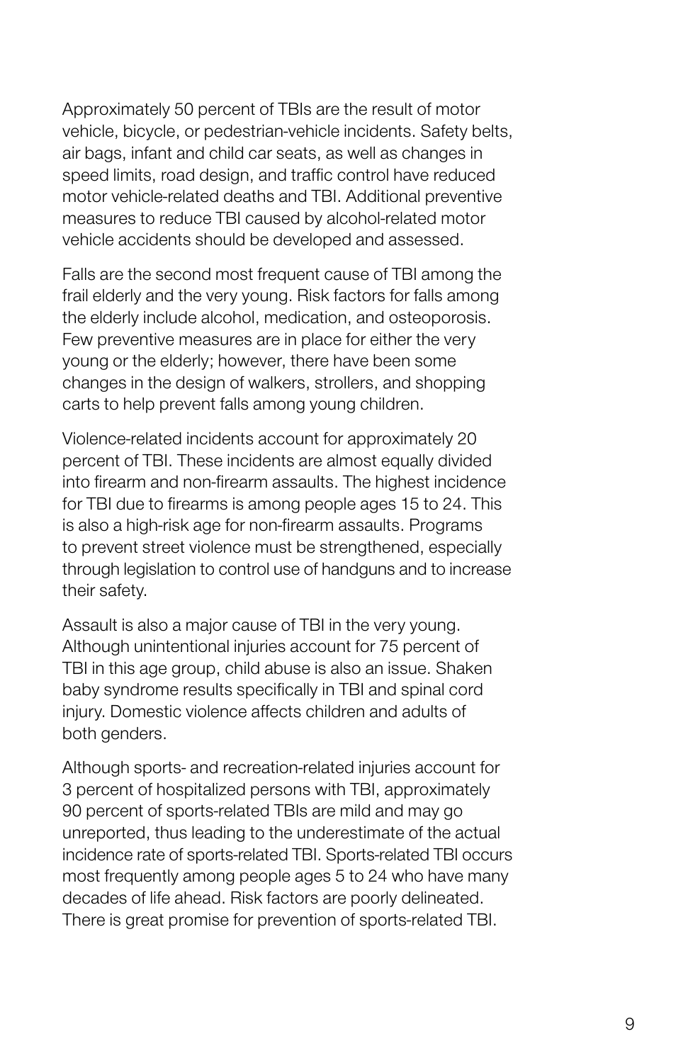Approximately 50 percent of TBIs are the result of motor vehicle, bicycle, or pedestrian-vehicle incidents. Safety belts, air bags, infant and child car seats, as well as changes in speed limits, road design, and traffic control have reduced motor vehicle-related deaths and TBI. Additional preventive measures to reduce TBI caused by alcohol-related motor vehicle accidents should be developed and assessed.

Falls are the second most frequent cause of TBI among the frail elderly and the very young. Risk factors for falls among the elderly include alcohol, medication, and osteoporosis. Few preventive measures are in place for either the very young or the elderly; however, there have been some changes in the design of walkers, strollers, and shopping carts to help prevent falls among young children.

Violence-related incidents account for approximately 20 percent of TBI. These incidents are almost equally divided into firearm and non-firearm assaults. The highest incidence for TBI due to firearms is among people ages 15 to 24. This is also a high-risk age for non-firearm assaults. Programs to prevent street violence must be strengthened, especially through legislation to control use of handguns and to increase their safety.

Assault is also a major cause of TBI in the very young. Although unintentional injuries account for 75 percent of TBI in this age group, child abuse is also an issue. Shaken baby syndrome results specifically in TBI and spinal cord injury. Domestic violence affects children and adults of both genders.

Although sports- and recreation-related injuries account for 3 percent of hospitalized persons with TBI, approximately 90 percent of sports-related TBIs are mild and may go unreported, thus leading to the underestimate of the actual incidence rate of sports-related TBI. Sports-related TBI occurs most frequently among people ages 5 to 24 who have many decades of life ahead. Risk factors are poorly delineated. There is great promise for prevention of sports-related TBI.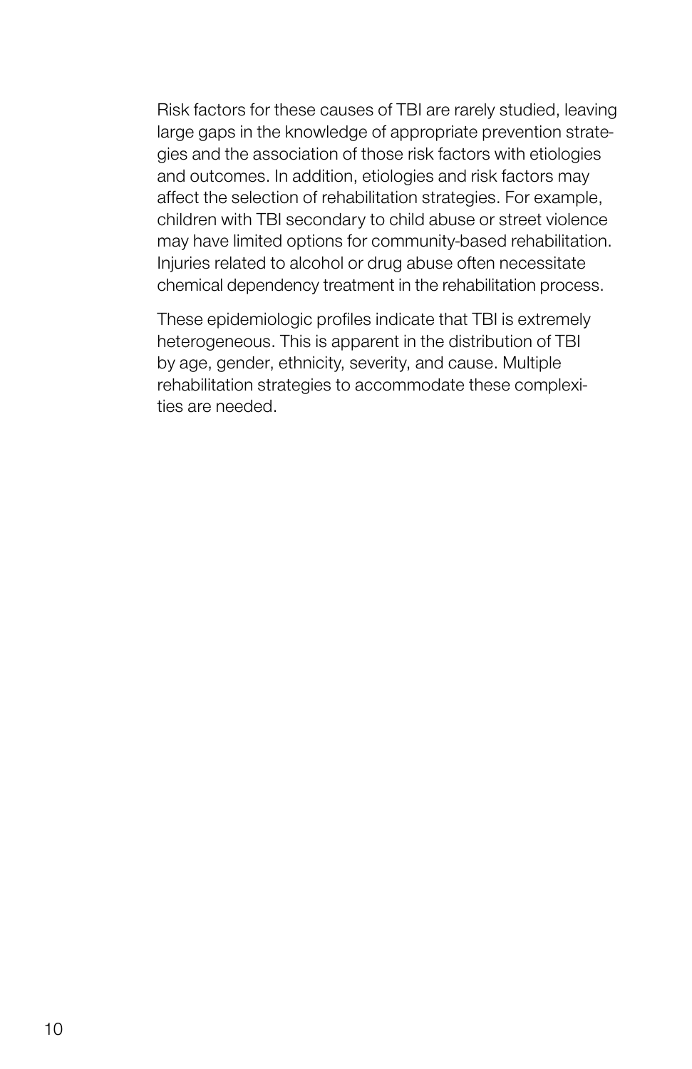Risk factors for these causes of TBI are rarely studied, leaving large gaps in the knowledge of appropriate prevention strategies and the association of those risk factors with etiologies and outcomes. In addition, etiologies and risk factors may affect the selection of rehabilitation strategies. For example, children with TBI secondary to child abuse or street violence may have limited options for community-based rehabilitation. Injuries related to alcohol or drug abuse often necessitate chemical dependency treatment in the rehabilitation process.

These epidemiologic profiles indicate that TBI is extremely heterogeneous. This is apparent in the distribution of TBI by age, gender, ethnicity, severity, and cause. Multiple rehabilitation strategies to accommodate these complexities are needed.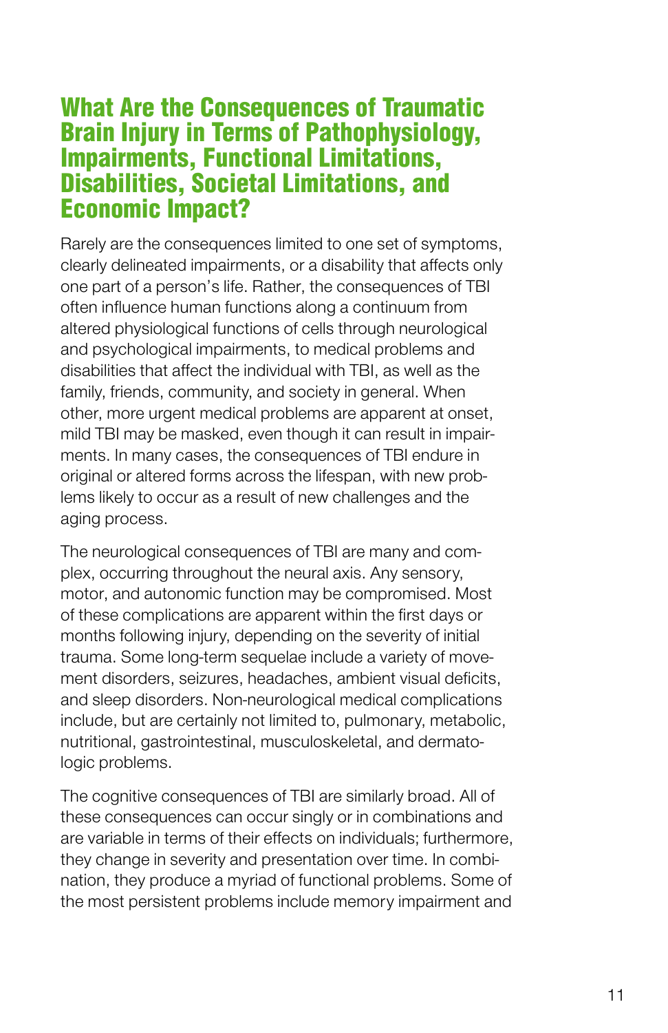## What Are the Consequences of Traumatic Brain Injury in Terms of Pathophysiology, Impairments, Functional Limitations, Disabilities, Societal Limitations, and Economic Impact?

Rarely are the consequences limited to one set of symptoms, clearly delineated impairments, or a disability that affects only one part of a person's life. Rather, the consequences of TBI often influence human functions along a continuum from altered physiological functions of cells through neurological and psychological impairments, to medical problems and disabilities that affect the individual with TBI, as well as the family, friends, community, and society in general. When other, more urgent medical problems are apparent at onset, mild TBI may be masked, even though it can result in impairments. In many cases, the consequences of TBI endure in original or altered forms across the lifespan, with new problems likely to occur as a result of new challenges and the aging process.

The neurological consequences of TBI are many and complex, occurring throughout the neural axis. Any sensory, motor, and autonomic function may be compromised. Most of these complications are apparent within the first days or months following injury, depending on the severity of initial trauma. Some long-term sequelae include a variety of movement disorders, seizures, headaches, ambient visual deficits, and sleep disorders. Non-neurological medical complications include, but are certainly not limited to, pulmonary, metabolic, nutritional, gastrointestinal, musculoskeletal, and dermatologic problems.

The cognitive consequences of TBI are similarly broad. All of these consequences can occur singly or in combinations and are variable in terms of their effects on individuals; furthermore, they change in severity and presentation over time. In combination, they produce a myriad of functional problems. Some of the most persistent problems include memory impairment and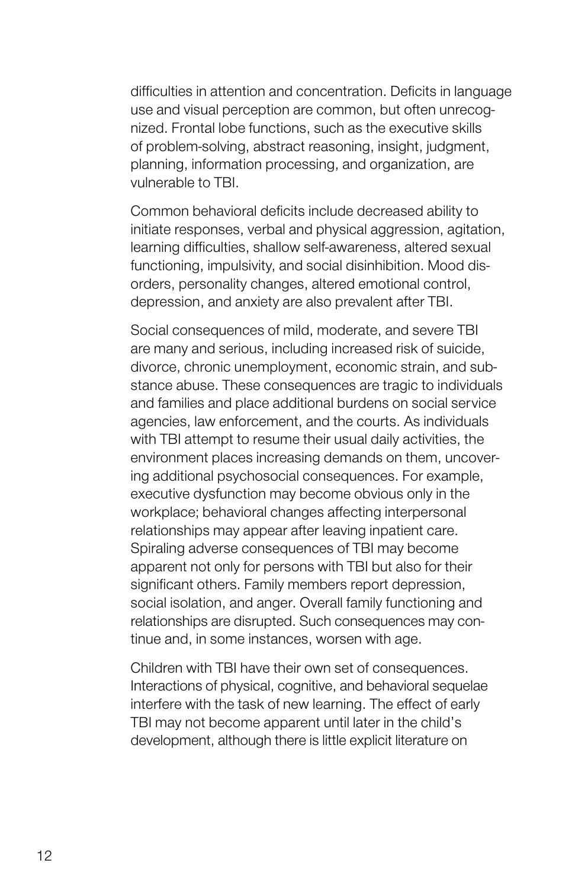difficulties in attention and concentration. Deficits in language use and visual perception are common, but often unrecognized. Frontal lobe functions, such as the executive skills of problem-solving, abstract reasoning, insight, judgment, planning, information processing, and organization, are vulnerable to TBI.

Common behavioral deficits include decreased ability to initiate responses, verbal and physical aggression, agitation, learning difficulties, shallow self-awareness, altered sexual functioning, impulsivity, and social disinhibition. Mood disorders, personality changes, altered emotional control, depression, and anxiety are also prevalent after TBI.

Social consequences of mild, moderate, and severe TBI are many and serious, including increased risk of suicide, divorce, chronic unemployment, economic strain, and substance abuse. These consequences are tragic to individuals and families and place additional burdens on social service agencies, law enforcement, and the courts. As individuals with TBI attempt to resume their usual daily activities, the environment places increasing demands on them, uncovering additional psychosocial consequences. For example, executive dysfunction may become obvious only in the workplace; behavioral changes affecting interpersonal relationships may appear after leaving inpatient care. Spiraling adverse consequences of TBI may become apparent not only for persons with TBI but also for their significant others. Family members report depression, social isolation, and anger. Overall family functioning and relationships are disrupted. Such consequences may continue and, in some instances, worsen with age.

Children with TBI have their own set of consequences. Interactions of physical, cognitive, and behavioral sequelae interfere with the task of new learning. The effect of early TBI may not become apparent until later in the child's development, although there is little explicit literature on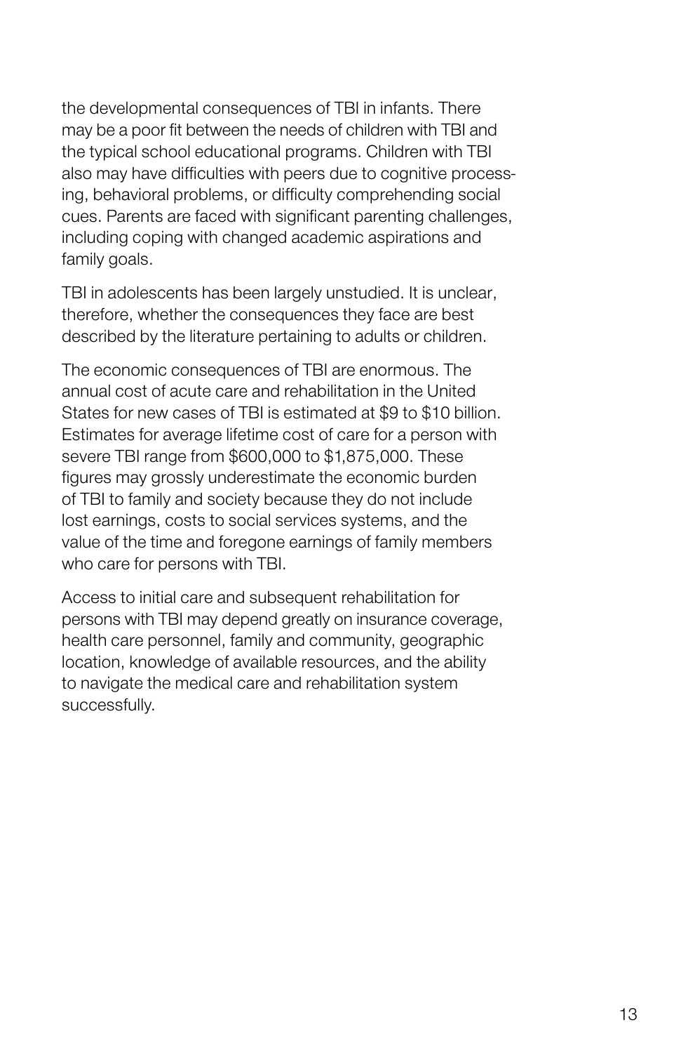the developmental consequences of TBI in infants. There may be a poor fit between the needs of children with TBI and the typical school educational programs. Children with TBI also may have difficulties with peers due to cognitive processing, behavioral problems, or difficulty comprehending social cues. Parents are faced with significant parenting challenges, including coping with changed academic aspirations and family goals.

TBI in adolescents has been largely unstudied. It is unclear, therefore, whether the consequences they face are best described by the literature pertaining to adults or children.

The economic consequences of TBI are enormous. The annual cost of acute care and rehabilitation in the United States for new cases of TBI is estimated at $9 to $10 billion. Estimates for average lifetime cost of care for a person with severe TBI range from $600,000 to $1,875,000. These figures may grossly underestimate the economic burden of TBI to family and society because they do not include lost earnings, costs to social services systems, and the value of the time and foregone earnings of family members who care for persons with TBI.

Access to initial care and subsequent rehabilitation for persons with TBI may depend greatly on insurance coverage, health care personnel, family and community, geographic location, knowledge of available resources, and the ability to navigate the medical care and rehabilitation system successfully.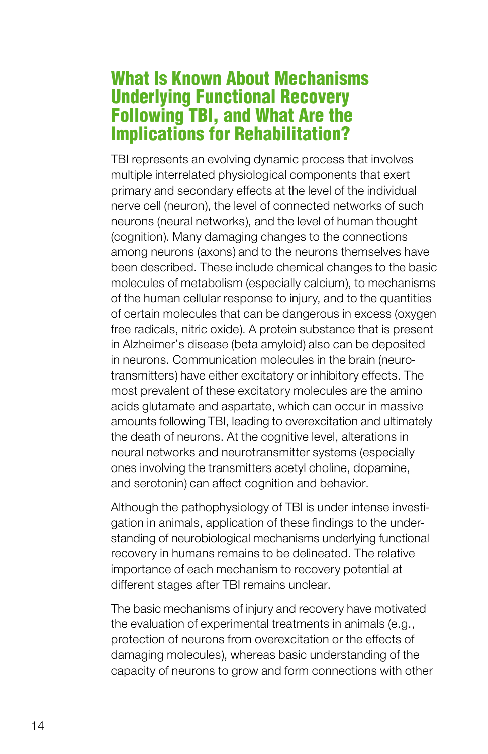## What Is Known About Mechanisms Underlying Functional Recovery Following TBI, and What Are the Implications for Rehabilitation?

TBI represents an evolving dynamic process that involves multiple interrelated physiological components that exert primary and secondary effects at the level of the individual nerve cell (neuron), the level of connected networks of such neurons (neural networks), and the level of human thought (cognition). Many damaging changes to the connections among neurons (axons) and to the neurons themselves have been described. These include chemical changes to the basic molecules of metabolism (especially calcium), to mechanisms of the human cellular response to injury, and to the quantities of certain molecules that can be dangerous in excess (oxygen free radicals, nitric oxide). A protein substance that is present in Alzheimer's disease (beta amyloid) also can be deposited in neurons. Communication molecules in the brain (neurotransmitters) have either excitatory or inhibitory effects. The most prevalent of these excitatory molecules are the amino acids glutamate and aspartate, which can occur in massive amounts following TBI, leading to overexcitation and ultimately the death of neurons. At the cognitive level, alterations in neural networks and neurotransmitter systems (especially ones involving the transmitters acetyl choline, dopamine, and serotonin) can affect cognition and behavior.

Although the pathophysiology of TBI is under intense investigation in animals, application of these findings to the understanding of neurobiological mechanisms underlying functional recovery in humans remains to be delineated. The relative importance of each mechanism to recovery potential at different stages after TBI remains unclear.

The basic mechanisms of injury and recovery have motivated the evaluation of experimental treatments in animals (e.g., protection of neurons from overexcitation or the effects of damaging molecules), whereas basic understanding of the capacity of neurons to grow and form connections with other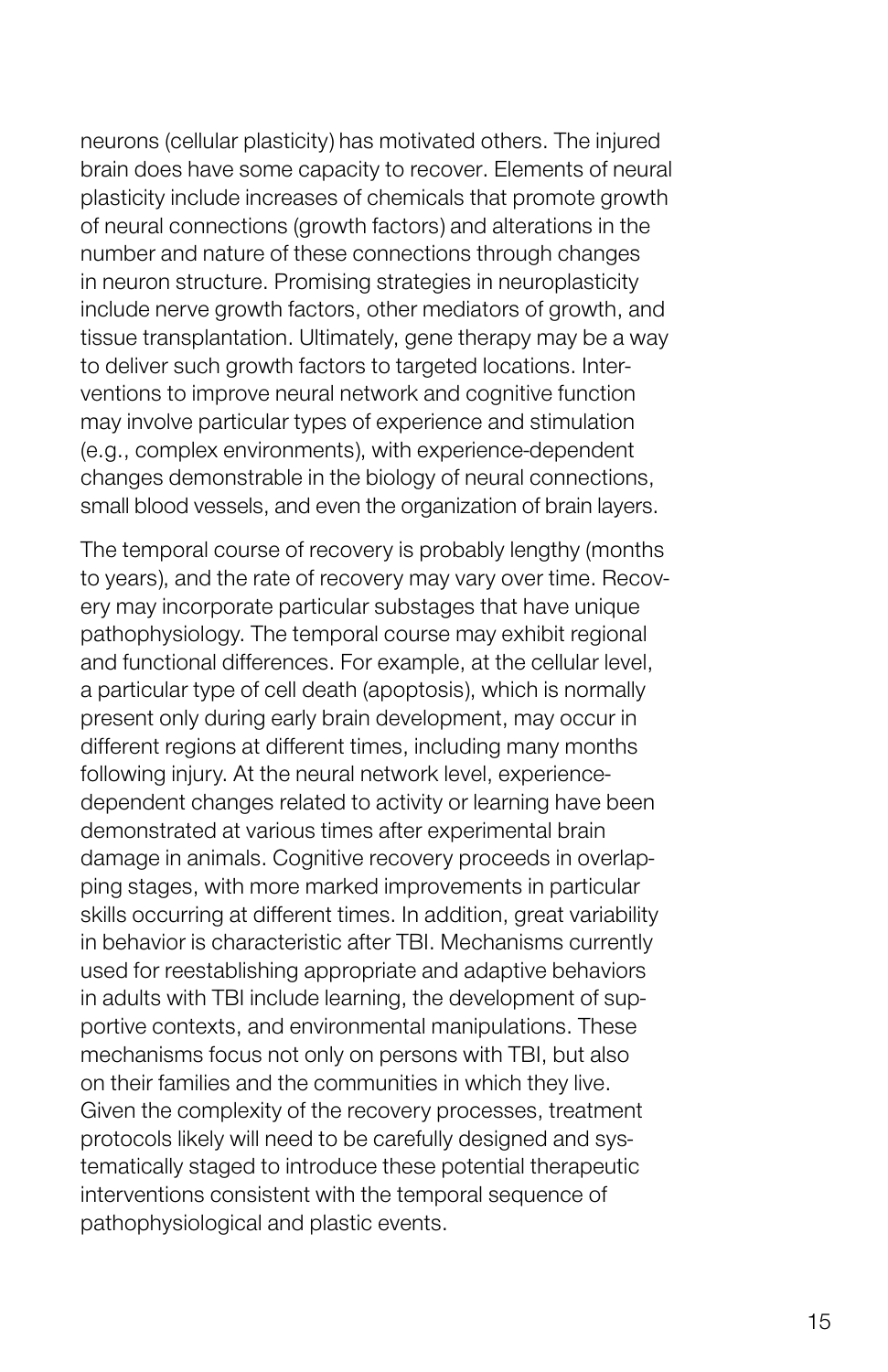neurons (cellular plasticity) has motivated others. The injured brain does have some capacity to recover. Elements of neural plasticity include increases of chemicals that promote growth of neural connections (growth factors) and alterations in the number and nature of these connections through changes in neuron structure. Promising strategies in neuroplasticity include nerve growth factors, other mediators of growth, and tissue transplantation. Ultimately, gene therapy may be a way to deliver such growth factors to targeted locations. Interventions to improve neural network and cognitive function may involve particular types of experience and stimulation (e.g., complex environments), with experience-dependent changes demonstrable in the biology of neural connections, small blood vessels, and even the organization of brain layers.

The temporal course of recovery is probably lengthy (months to years), and the rate of recovery may vary over time. Recovery may incorporate particular substages that have unique pathophysiology. The temporal course may exhibit regional and functional differences. For example, at the cellular level, a particular type of cell death (apoptosis), which is normally present only during early brain development, may occur in different regions at different times, including many months following injury. At the neural network level, experience-dependent changes related to activity or learning have been demonstrated at various times after experimental brain damage in animals. Cognitive recovery proceeds in overlapping stages, with more marked improvements in particular skills occurring at different times. In addition, great variability in behavior is characteristic after TBI. Mechanisms currently used for reestablishing appropriate and adaptive behaviors in adults with TBI include learning, the development of supportive contexts, and environmental manipulations. These mechanisms focus not only on persons with TBI, but also on their families and the communities in which they live. Given the complexity of the recovery processes, treatment protocols likely will need to be carefully designed and systematically staged to introduce these potential therapeutic interventions consistent with the temporal sequence of pathophysiological and plastic events.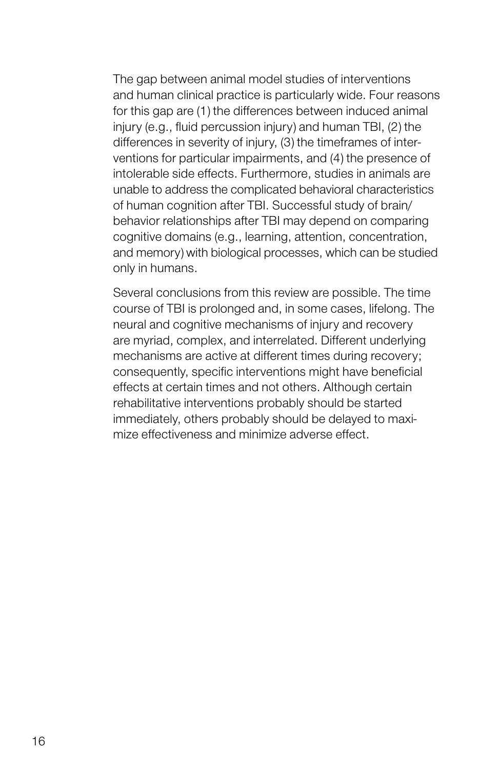The gap between animal model studies of interventions and human clinical practice is particularly wide. Four reasons for this gap are (1) the differences between induced animal injury (e.g., fluid percussion injury) and human TBI, (2) the differences in severity of injury, (3) the timeframes of interventions for particular impairments, and (4) the presence of intolerable side effects. Furthermore, studies in animals are unable to address the complicated behavioral characteristics of human cognition after TBI. Successful study of brain/behavior relationships after TBI may depend on comparing cognitive domains (e.g., learning, attention, concentration, and memory) with biological processes, which can be studied only in humans.

Several conclusions from this review are possible. The time course of TBI is prolonged and, in some cases, lifelong. The neural and cognitive mechanisms of injury and recovery are myriad, complex, and interrelated. Different underlying mechanisms are active at different times during recovery; consequently, specific interventions might have beneficial effects at certain times and not others. Although certain rehabilitative interventions probably should be started immediately, others probably should be delayed to maximize effectiveness and minimize adverse effect.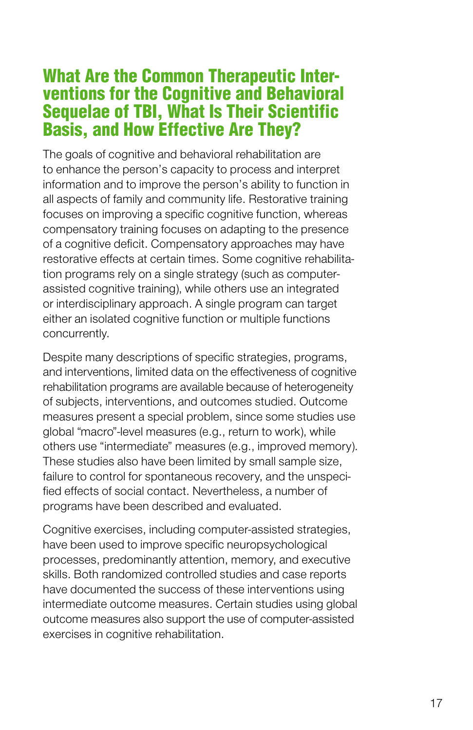## What Are the Common Therapeutic Interventions for the Cognitive and Behavioral Sequelae of TBI, What Is Their Scientific Basis, and How Effective Are They?

The goals of cognitive and behavioral rehabilitation are to enhance the person's capacity to process and interpret information and to improve the person's ability to function in all aspects of family and community life. Restorative training focuses on improving a specific cognitive function, whereas compensatory training focuses on adapting to the presence of a cognitive deficit. Compensatory approaches may have restorative effects at certain times. Some cognitive rehabilitation programs rely on a single strategy (such as computer-assisted cognitive training), while others use an integrated or interdisciplinary approach. A single program can target either an isolated cognitive function or multiple functions concurrently.

Despite many descriptions of specific strategies, programs, and interventions, limited data on the effectiveness of cognitive rehabilitation programs are available because of heterogeneity of subjects, interventions, and outcomes studied. Outcome measures present a special problem, since some studies use global "macro"-level measures (e.g., return to work), while others use "intermediate" measures (e.g., improved memory). These studies also have been limited by small sample size, failure to control for spontaneous recovery, and the unspecified effects of social contact. Nevertheless, a number of programs have been described and evaluated.

Cognitive exercises, including computer-assisted strategies, have been used to improve specific neuropsychological processes, predominantly attention, memory, and executive skills. Both randomized controlled studies and case reports have documented the success of these interventions using intermediate outcome measures. Certain studies using global outcome measures also support the use of computer-assisted exercises in cognitive rehabilitation.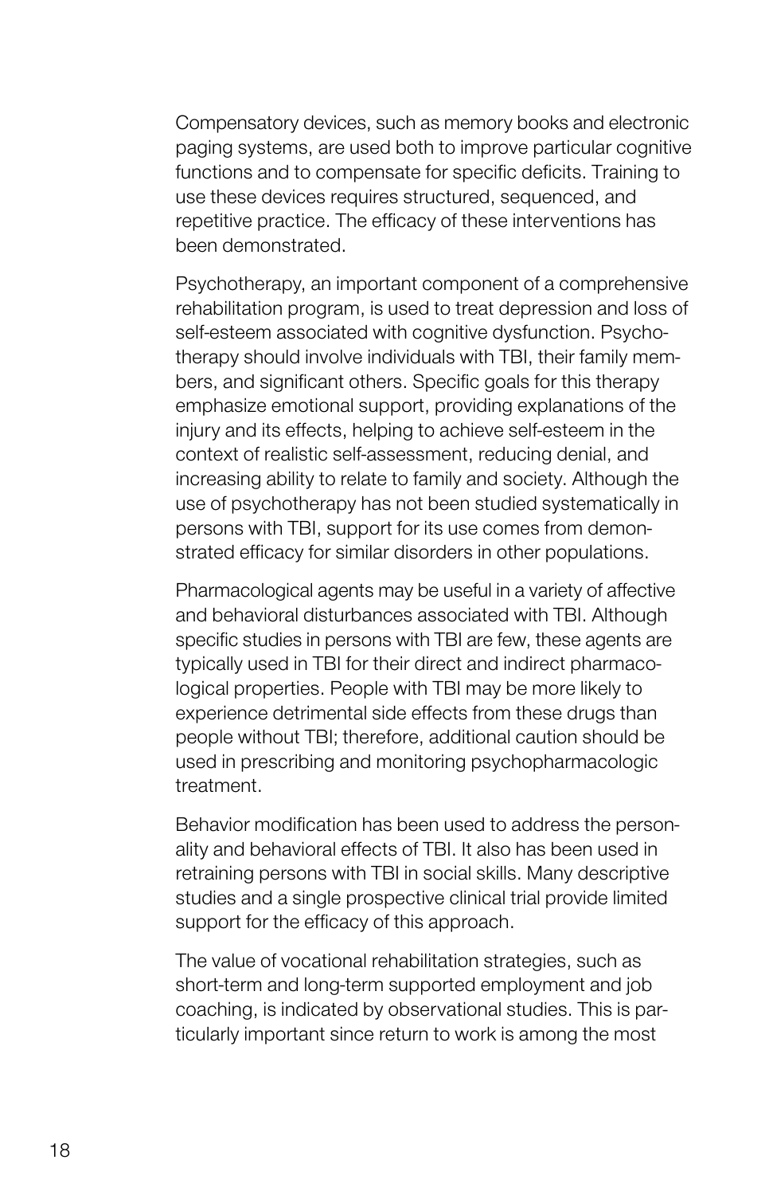Compensatory devices, such as memory books and electronic paging systems, are used both to improve particular cognitive functions and to compensate for specific deficits. Training to use these devices requires structured, sequenced, and repetitive practice. The efficacy of these interventions has been demonstrated.

Psychotherapy, an important component of a comprehensive rehabilitation program, is used to treat depression and loss of self-esteem associated with cognitive dysfunction. Psychotherapy should involve individuals with TBI, their family members, and significant others. Specific goals for this therapy emphasize emotional support, providing explanations of the injury and its effects, helping to achieve self-esteem in the context of realistic self-assessment, reducing denial, and increasing ability to relate to family and society. Although the use of psychotherapy has not been studied systematically in persons with TBI, support for its use comes from demonstrated efficacy for similar disorders in other populations.

Pharmacological agents may be useful in a variety of affective and behavioral disturbances associated with TBI. Although specific studies in persons with TBI are few, these agents are typically used in TBI for their direct and indirect pharmacological properties. People with TBI may be more likely to experience detrimental side effects from these drugs than people without TBI; therefore, additional caution should be used in prescribing and monitoring psychopharmacologic treatment.

Behavior modification has been used to address the personality and behavioral effects of TBI. It also has been used in retraining persons with TBI in social skills. Many descriptive studies and a single prospective clinical trial provide limited support for the efficacy of this approach.

The value of vocational rehabilitation strategies, such as short-term and long-term supported employment and job coaching, is indicated by observational studies. This is particularly important since return to work is among the most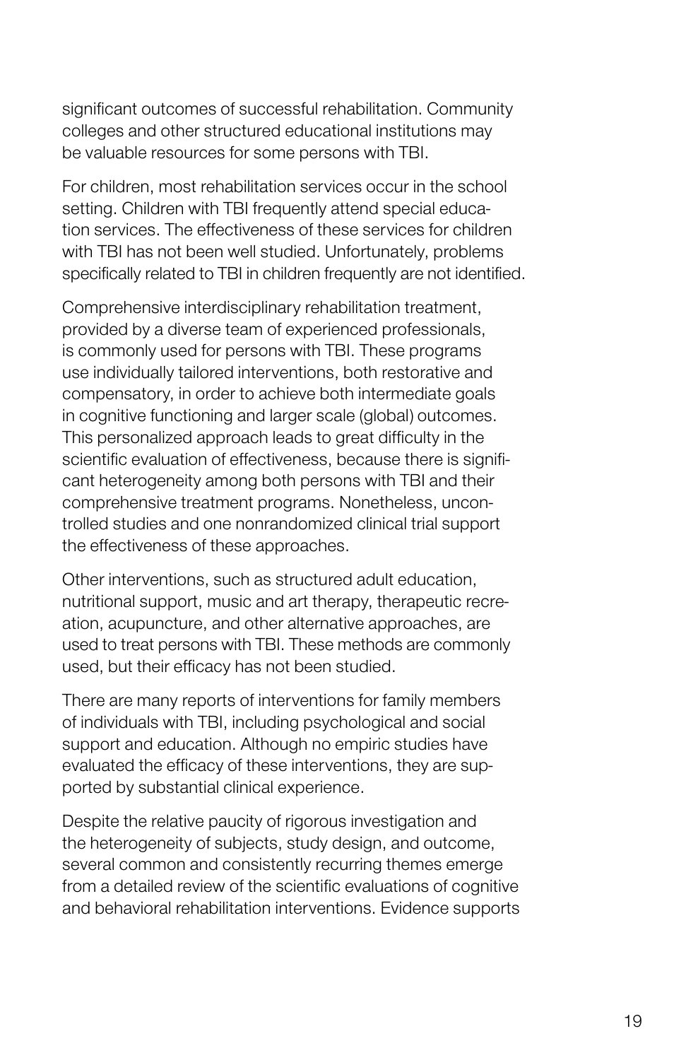significant outcomes of successful rehabilitation. Community colleges and other structured educational institutions may be valuable resources for some persons with TBI.

For children, most rehabilitation services occur in the school setting. Children with TBI frequently attend special education services. The effectiveness of these services for children with TBI has not been well studied. Unfortunately, problems specifically related to TBI in children frequently are not identified.

Comprehensive interdisciplinary rehabilitation treatment, provided by a diverse team of experienced professionals, is commonly used for persons with TBI. These programs use individually tailored interventions, both restorative and compensatory, in order to achieve both intermediate goals in cognitive functioning and larger scale (global) outcomes. This personalized approach leads to great difficulty in the scientific evaluation of effectiveness, because there is significant heterogeneity among both persons with TBI and their comprehensive treatment programs. Nonetheless, uncontrolled studies and one nonrandomized clinical trial support the effectiveness of these approaches.

Other interventions, such as structured adult education, nutritional support, music and art therapy, therapeutic recreation, acupuncture, and other alternative approaches, are used to treat persons with TBI. These methods are commonly used, but their efficacy has not been studied.

There are many reports of interventions for family members of individuals with TBI, including psychological and social support and education. Although no empiric studies have evaluated the efficacy of these interventions, they are supported by substantial clinical experience.

Despite the relative paucity of rigorous investigation and the heterogeneity of subjects, study design, and outcome, several common and consistently recurring themes emerge from a detailed review of the scientific evaluations of cognitive and behavioral rehabilitation interventions. Evidence supports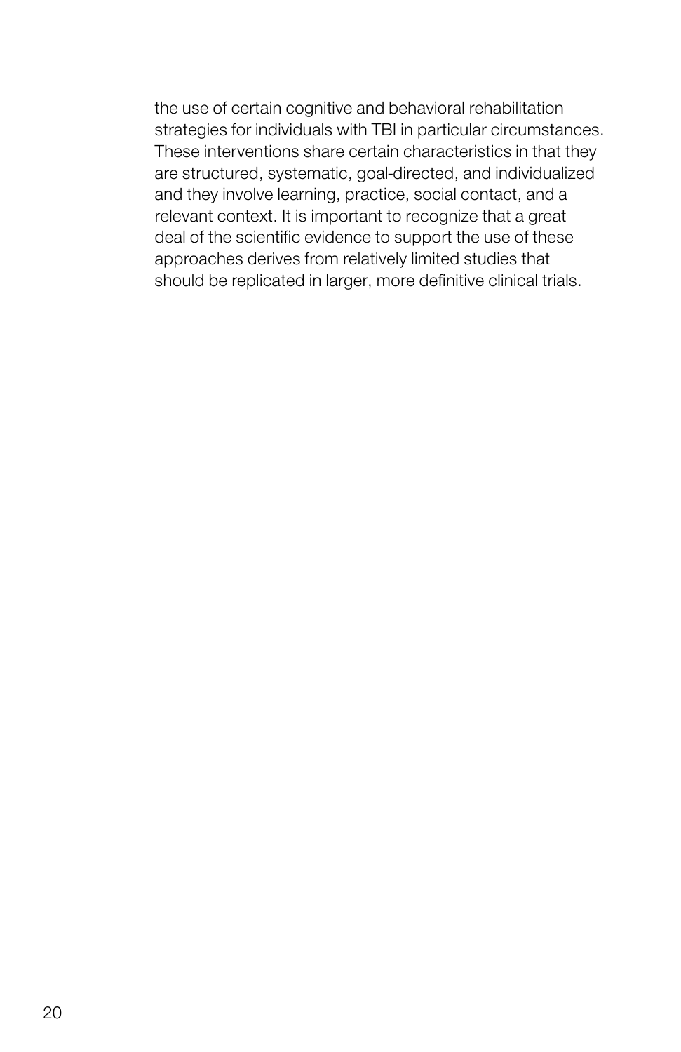the use of certain cognitive and behavioral rehabilitation strategies for individuals with TBI in particular circumstances. These interventions share certain characteristics in that they are structured, systematic, goal-directed, and individualized and they involve learning, practice, social contact, and a relevant context. It is important to recognize that a great deal of the scientific evidence to support the use of these approaches derives from relatively limited studies that should be replicated in larger, more definitive clinical trials.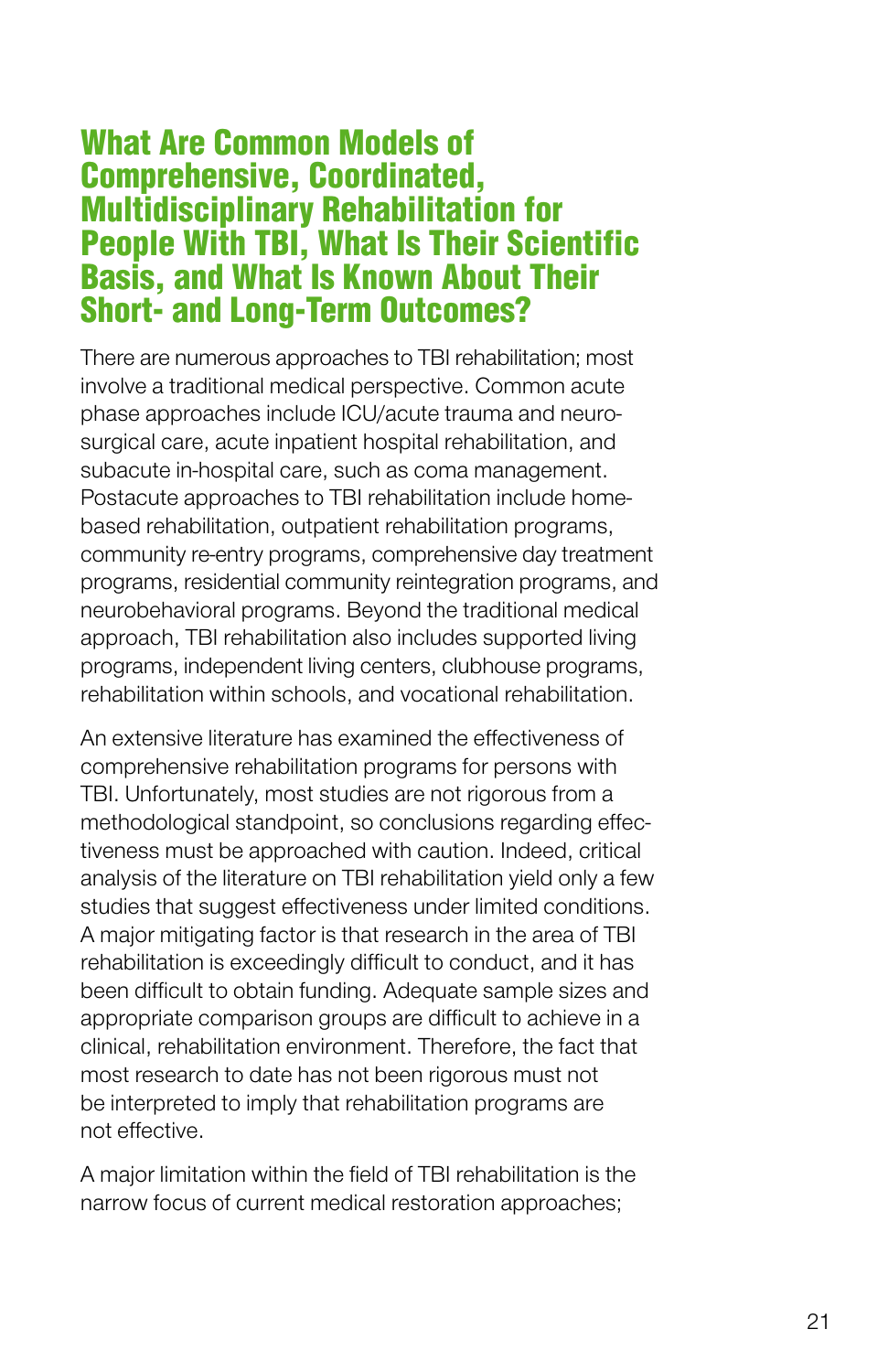## What Are Common Models of Comprehensive, Coordinated, Multidisciplinary Rehabilitation for People With TBI, What Is Their Scientific Basis, and What Is Known About Their Short- and Long-Term Outcomes?

There are numerous approaches to TBI rehabilitation; most involve a traditional medical perspective. Common acute phase approaches include ICU/acute trauma and neurosurgical care, acute inpatient hospital rehabilitation, and subacute in-hospital care, such as coma management. Postacute approaches to TBI rehabilitation include home-based rehabilitation, outpatient rehabilitation programs, community re-entry programs, comprehensive day treatment programs, residential community reintegration programs, and neurobehavioral programs. Beyond the traditional medical approach, TBI rehabilitation also includes supported living programs, independent living centers, clubhouse programs, rehabilitation within schools, and vocational rehabilitation.

An extensive literature has examined the effectiveness of comprehensive rehabilitation programs for persons with TBI. Unfortunately, most studies are not rigorous from a methodological standpoint, so conclusions regarding effectiveness must be approached with caution. Indeed, critical analysis of the literature on TBI rehabilitation yield only a few studies that suggest effectiveness under limited conditions. A major mitigating factor is that research in the area of TBI rehabilitation is exceedingly difficult to conduct, and it has been difficult to obtain funding. Adequate sample sizes and appropriate comparison groups are difficult to achieve in a clinical, rehabilitation environment. Therefore, the fact that most research to date has not been rigorous must not be interpreted to imply that rehabilitation programs are not effective.

A major limitation within the field of TBI rehabilitation is the narrow focus of current medical restoration approaches;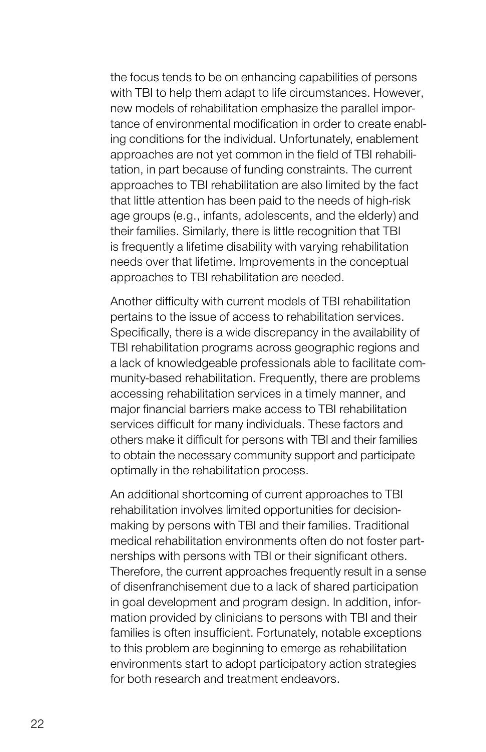the focus tends to be on enhancing capabilities of persons with TBI to help them adapt to life circumstances. However, new models of rehabilitation emphasize the parallel importance of environmental modification in order to create enabling conditions for the individual. Unfortunately, enablement approaches are not yet common in the field of TBI rehabilitation, in part because of funding constraints. The current approaches to TBI rehabilitation are also limited by the fact that little attention has been paid to the needs of high-risk age groups (e.g., infants, adolescents, and the elderly) and their families. Similarly, there is little recognition that TBI is frequently a lifetime disability with varying rehabilitation needs over that lifetime. Improvements in the conceptual approaches to TBI rehabilitation are needed.

Another difficulty with current models of TBI rehabilitation pertains to the issue of access to rehabilitation services. Specifically, there is a wide discrepancy in the availability of TBI rehabilitation programs across geographic regions and a lack of knowledgeable professionals able to facilitate community-based rehabilitation. Frequently, there are problems accessing rehabilitation services in a timely manner, and major financial barriers make access to TBI rehabilitation services difficult for many individuals. These factors and others make it difficult for persons with TBI and their families to obtain the necessary community support and participate optimally in the rehabilitation process.

An additional shortcoming of current approaches to TBI rehabilitation involves limited opportunities for decision-making by persons with TBI and their families. Traditional medical rehabilitation environments often do not foster partnerships with persons with TBI or their significant others. Therefore, the current approaches frequently result in a sense of disenfranchisement due to a lack of shared participation in goal development and program design. In addition, information provided by clinicians to persons with TBI and their families is often insufficient. Fortunately, notable exceptions to this problem are beginning to emerge as rehabilitation environments start to adopt participatory action strategies for both research and treatment endeavors.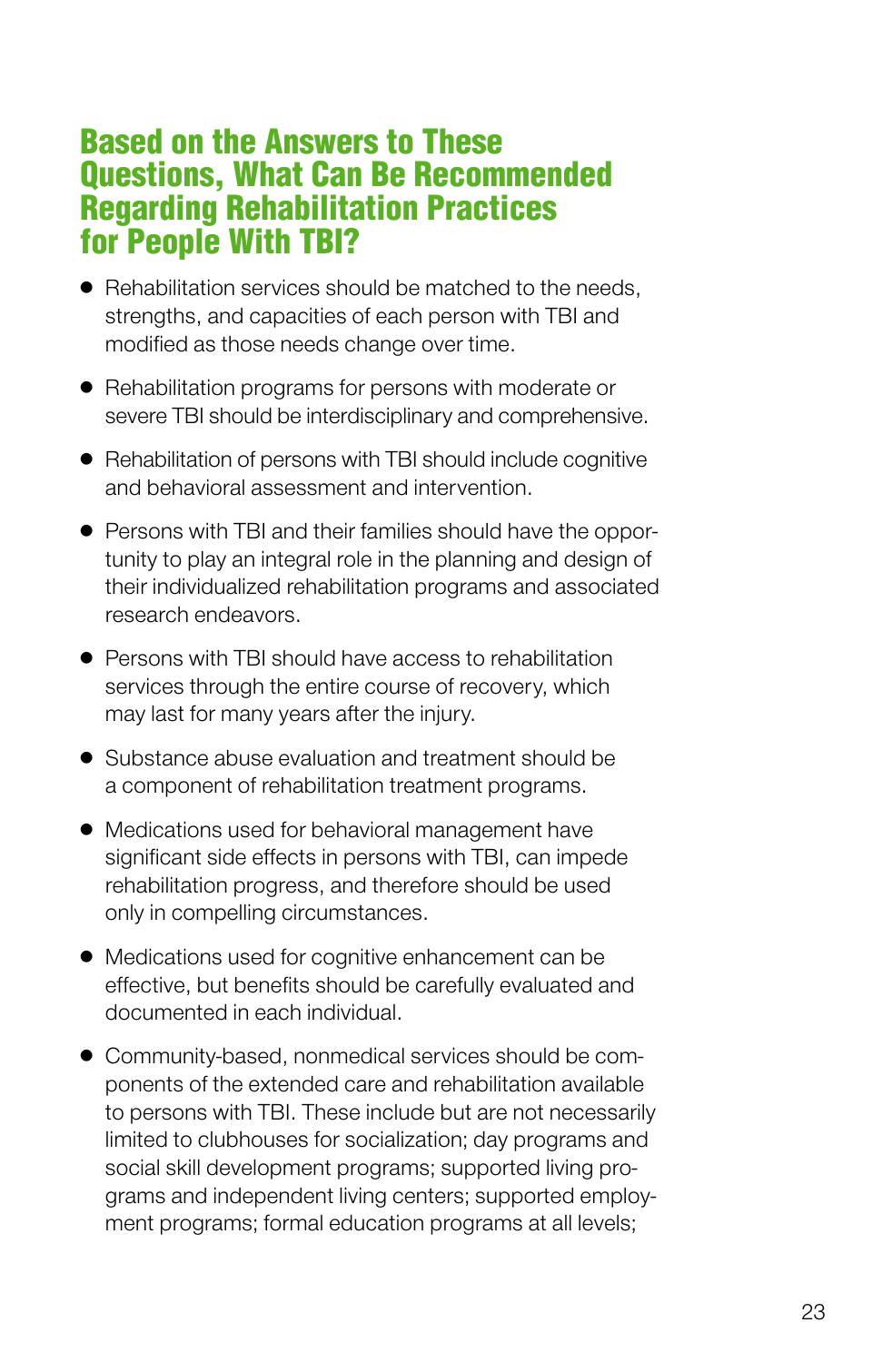## Based on the Answers to These Questions, What Can Be Recommended Regarding Rehabilitation Practices for People With TBI?

- Rehabilitation services should be matched to the needs, strengths, and capacities of each person with TBI and modified as those needs change over time.
- Rehabilitation programs for persons with moderate or severe TBI should be interdisciplinary and comprehensive.
- Rehabilitation of persons with TBI should include cognitive and behavioral assessment and intervention.
- Persons with TBI and their families should have the opportunity to play an integral role in the planning and design of their individualized rehabilitation programs and associated research endeavors.
- Persons with TBI should have access to rehabilitation services through the entire course of recovery, which may last for many years after the injury.
- Substance abuse evaluation and treatment should be a component of rehabilitation treatment programs.
- Medications used for behavioral management have significant side effects in persons with TBI, can impede rehabilitation progress, and therefore should be used only in compelling circumstances.
- Medications used for cognitive enhancement can be effective, but benefits should be carefully evaluated and documented in each individual.
- Community-based, nonmedical services should be components of the extended care and rehabilitation available to persons with TBI. These include but are not necessarily limited to clubhouses for socialization; day programs and social skill development programs; supported living programs and independent living centers; supported employment programs; formal education programs at all levels;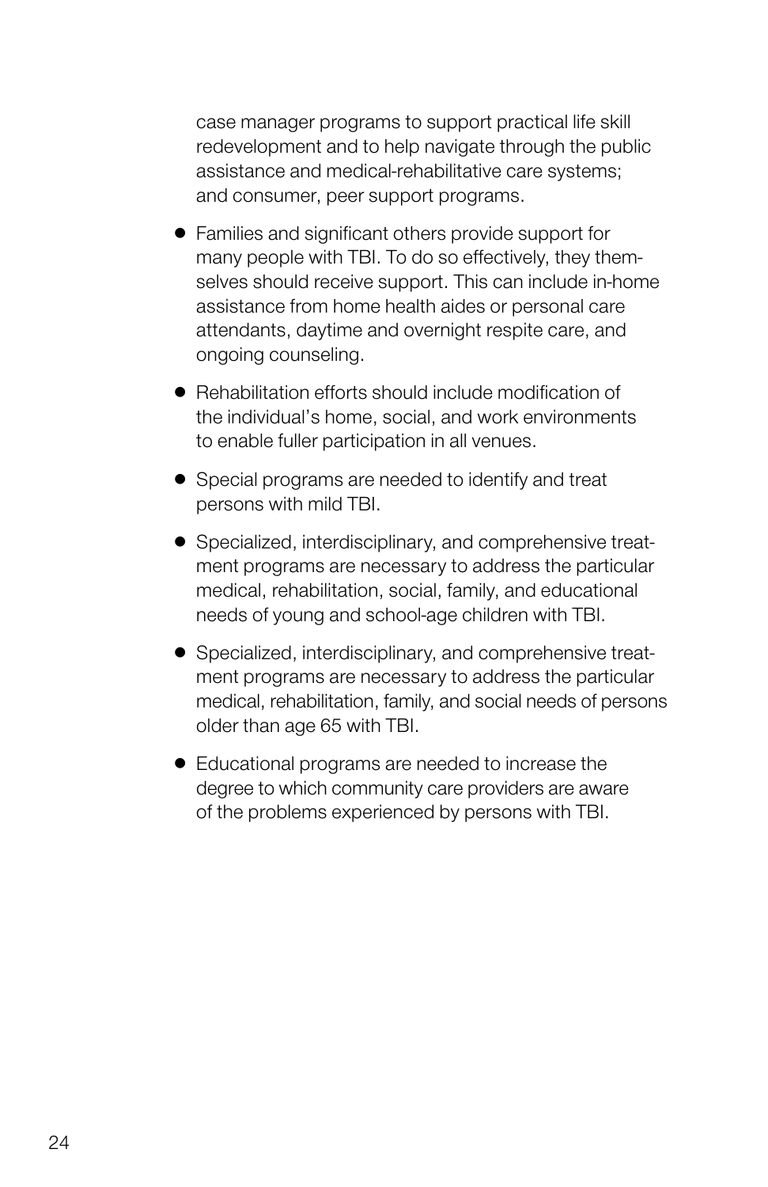case manager programs to support practical life skill redevelopment and to help navigate through the public assistance and medical-rehabilitative care systems; and consumer, peer support programs.

- Families and significant others provide support for many people with TBI. To do so effectively, they themselves should receive support. This can include in-home assistance from home health aides or personal care attendants, daytime and overnight respite care, and ongoing counseling.
- Rehabilitation efforts should include modification of the individual's home, social, and work environments to enable fuller participation in all venues.
- Special programs are needed to identify and treat persons with mild TBI.
- Specialized, interdisciplinary, and comprehensive treatment programs are necessary to address the particular medical, rehabilitation, social, family, and educational needs of young and school-age children with TBI.
- Specialized, interdisciplinary, and comprehensive treatment programs are necessary to address the particular medical, rehabilitation, family, and social needs of persons older than age 65 with TBI.
- Educational programs are needed to increase the degree to which community care providers are aware of the problems experienced by persons with TBI.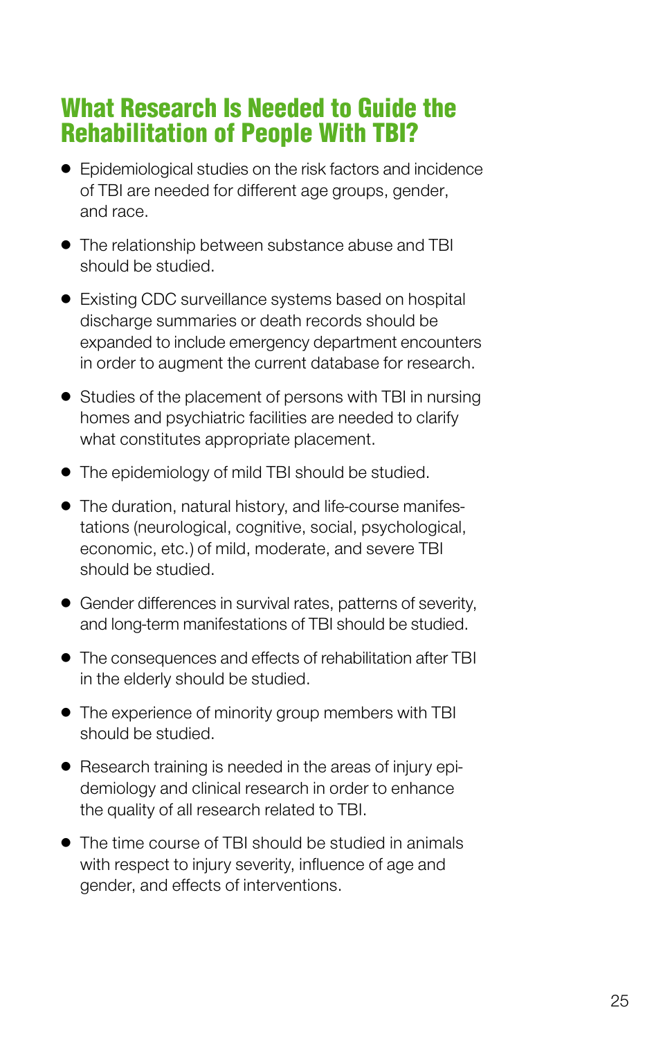## What Research Is Needed to Guide the Rehabilitation of People With TBI?

- Epidemiological studies on the risk factors and incidence of TBI are needed for different age groups, gender, and race.
- The relationship between substance abuse and TBI should be studied.
- Existing CDC surveillance systems based on hospital discharge summaries or death records should be expanded to include emergency department encounters in order to augment the current database for research.
- Studies of the placement of persons with TBI in nursing homes and psychiatric facilities are needed to clarify what constitutes appropriate placement.
- The epidemiology of mild TBI should be studied.
- The duration, natural history, and life-course manifestations (neurological, cognitive, social, psychological, economic, etc.) of mild, moderate, and severe TBI should be studied.
- Gender differences in survival rates, patterns of severity, and long-term manifestations of TBI should be studied.
- The consequences and effects of rehabilitation after TBI in the elderly should be studied.
- The experience of minority group members with TBI should be studied.
- Research training is needed in the areas of injury epidemiology and clinical research in order to enhance the quality of all research related to TBI.
- The time course of TBI should be studied in animals with respect to injury severity, influence of age and gender, and effects of interventions.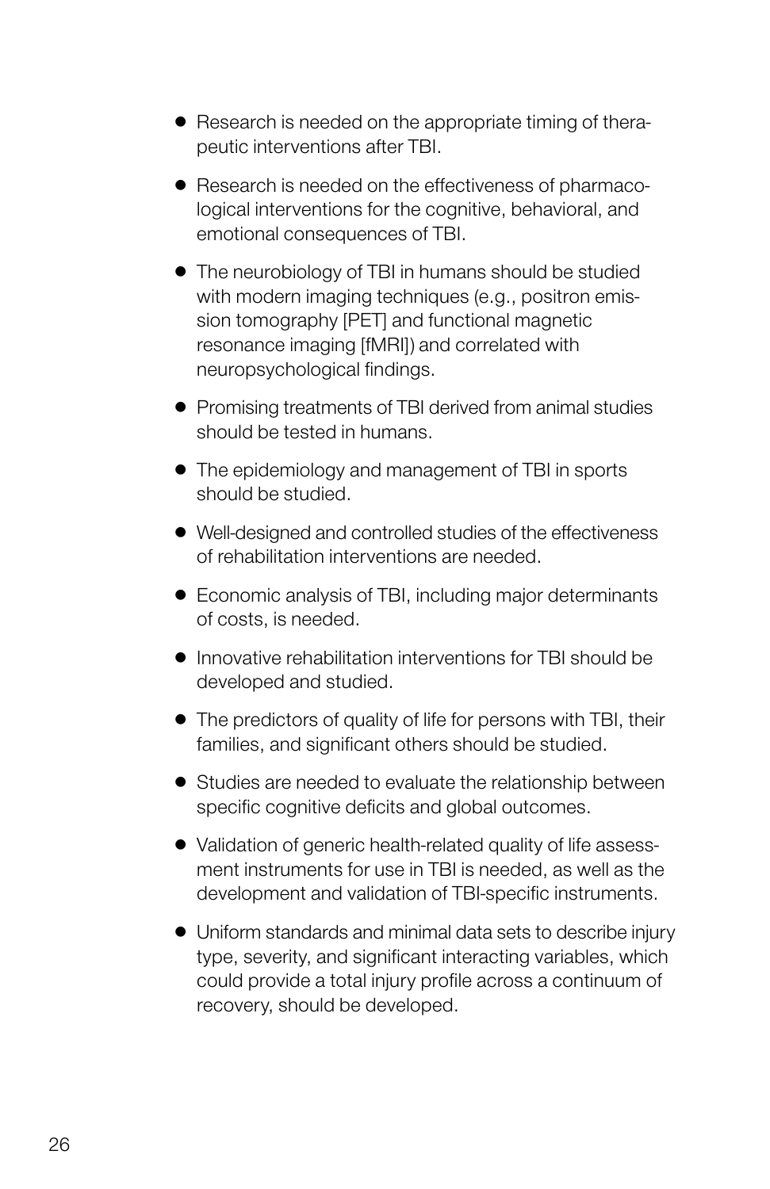- Research is needed on the appropriate timing of therapeutic interventions after TBI.
- Research is needed on the effectiveness of pharmacological interventions for the cognitive, behavioral, and emotional consequences of TBI.
- The neurobiology of TBI in humans should be studied with modern imaging techniques (e.g., positron emission tomography [PET] and functional magnetic resonance imaging [fMRI]) and correlated with neuropsychological findings.
- Promising treatments of TBI derived from animal studies should be tested in humans.
- The epidemiology and management of TBI in sports should be studied.
- Well-designed and controlled studies of the effectiveness of rehabilitation interventions are needed.
- Economic analysis of TBI, including major determinants of costs, is needed.
- Innovative rehabilitation interventions for TBI should be developed and studied.
- The predictors of quality of life for persons with TBI, their families, and significant others should be studied.
- Studies are needed to evaluate the relationship between specific cognitive deficits and global outcomes.
- Validation of generic health-related quality of life assessment instruments for use in TBI is needed, as well as the development and validation of TBI-specific instruments.
- Uniform standards and minimal data sets to describe injury type, severity, and significant interacting variables, which could provide a total injury profile across a continuum of recovery, should be developed.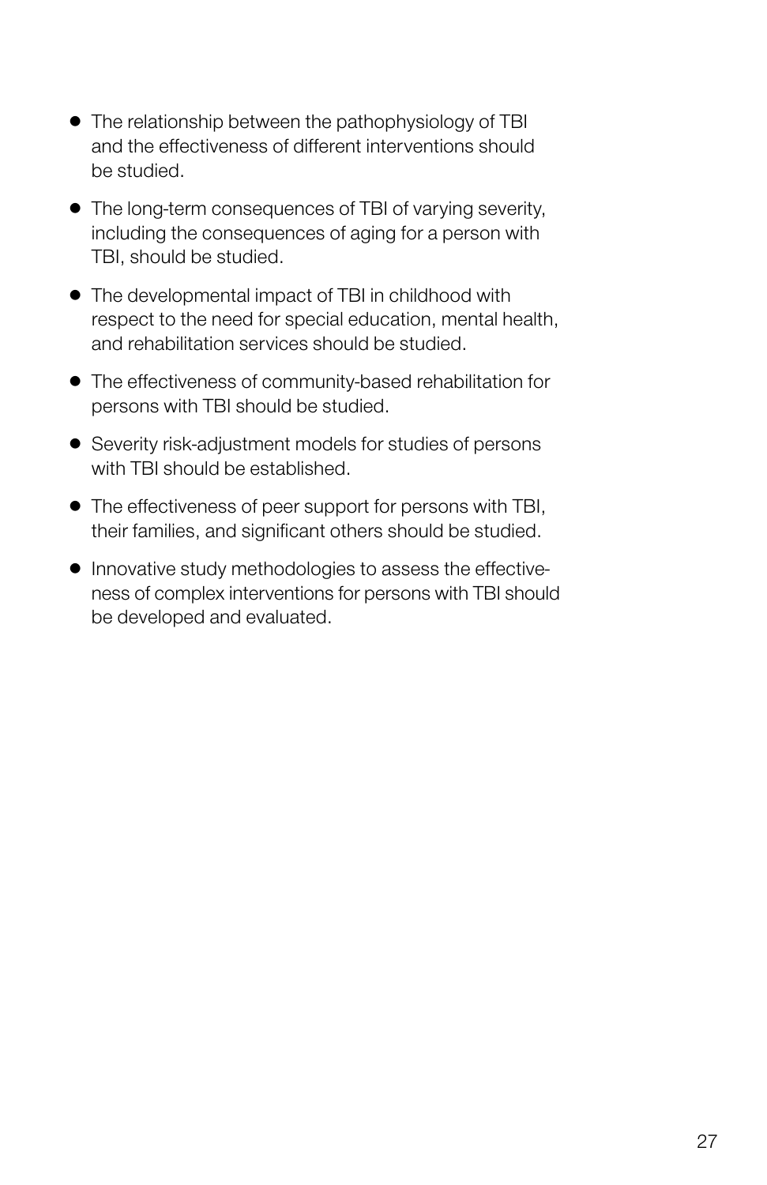- The relationship between the pathophysiology of TBI and the effectiveness of different interventions should be studied.
- The long-term consequences of TBI of varying severity, including the consequences of aging for a person with TBI, should be studied.
- The developmental impact of TBI in childhood with respect to the need for special education, mental health, and rehabilitation services should be studied.
- The effectiveness of community-based rehabilitation for persons with TBI should be studied.
- Severity risk-adjustment models for studies of persons with TBI should be established.
- The effectiveness of peer support for persons with TBI, their families, and significant others should be studied.
- Innovative study methodologies to assess the effectiveness of complex interventions for persons with TBI should be developed and evaluated.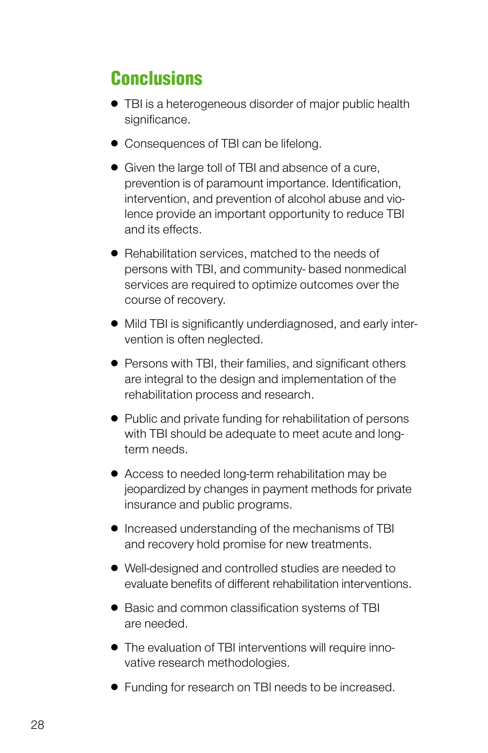## Conclusions

- TBI is a heterogeneous disorder of major public health significance.
- Consequences of TBI can be lifelong.
- Given the large toll of TBI and absence of a cure, prevention is of paramount importance. Identification, intervention, and prevention of alcohol abuse and violence provide an important opportunity to reduce TBI and its effects.
- Rehabilitation services, matched to the needs of persons with TBI, and community- based nonmedical services are required to optimize outcomes over the course of recovery.
- Mild TBI is significantly underdiagnosed, and early intervention is often neglected.
- Persons with TBI, their families, and significant others are integral to the design and implementation of the rehabilitation process and research.
- Public and private funding for rehabilitation of persons with TBI should be adequate to meet acute and long-term needs.
- Access to needed long-term rehabilitation may be jeopardized by changes in payment methods for private insurance and public programs.
- Increased understanding of the mechanisms of TBI and recovery hold promise for new treatments.
- Well-designed and controlled studies are needed to evaluate benefits of different rehabilitation interventions.
- Basic and common classification systems of TBI are needed.
- The evaluation of TBI interventions will require innovative research methodologies.
- Funding for research on TBI needs to be increased.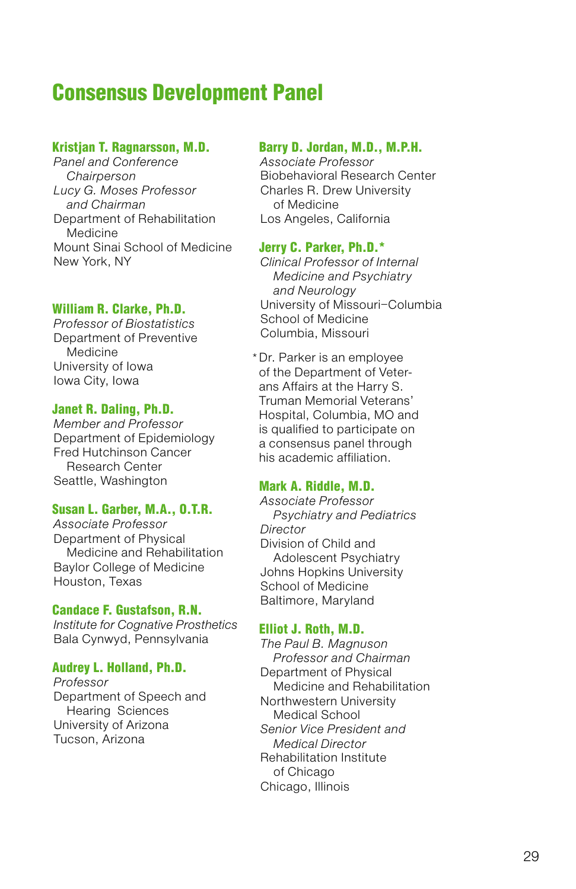# Consensus Development Panel

**Kristjan T. Ragnarsson, M.D.**
*Panel and Conference Chairperson*
*Lucy G. Moses Professor and Chairman*
Department of Rehabilitation Medicine
Mount Sinai School of Medicine
New York, NY

**William R. Clarke, Ph.D.**
*Professor of Biostatistics*
Department of Preventive Medicine
University of Iowa
Iowa City, Iowa

**Janet R. Daling, Ph.D.**
*Member and Professor*
Department of Epidemiology
Fred Hutchinson Cancer Research Center
Seattle, Washington

**Susan L. Garber, M.A., O.T.R.**
*Associate Professor*
Department of Physical Medicine and Rehabilitation
Baylor College of Medicine
Houston, Texas

**Candace F. Gustafson, R.N.**
*Institute for Cognative Prosthetics*
Bala Cynwyd, Pennsylvania

**Audrey L. Holland, Ph.D.**
*Professor*
Department of Speech and Hearing Sciences
University of Arizona
Tucson, Arizona

**Barry D. Jordan, M.D., M.P.H.**
*Associate Professor*
Biobehavioral Research Center
Charles R. Drew University of Medicine
Los Angeles, California

**Jerry C. Parker, Ph.D.***
*Clinical Professor of Internal Medicine and Psychiatry and Neurology*
University of Missouri–Columbia School of Medicine
Columbia, Missouri

*Dr. Parker is an employee of the Department of Veterans Affairs at the Harry S. Truman Memorial Veterans' Hospital, Columbia, MO and is qualified to participate on a consensus panel through his academic affiliation.

**Mark A. Riddle, M.D.**
*Associate Professor Psychiatry and Pediatrics*
*Director*
Division of Child and Adolescent Psychiatry
Johns Hopkins University School of Medicine
Baltimore, Maryland

**Elliot J. Roth, M.D.**
*The Paul B. Magnuson Professor and Chairman*
Department of Physical Medicine and Rehabilitation
Northwestern University Medical School
*Senior Vice President and Medical Director*
Rehabilitation Institute of Chicago
Chicago, Illinois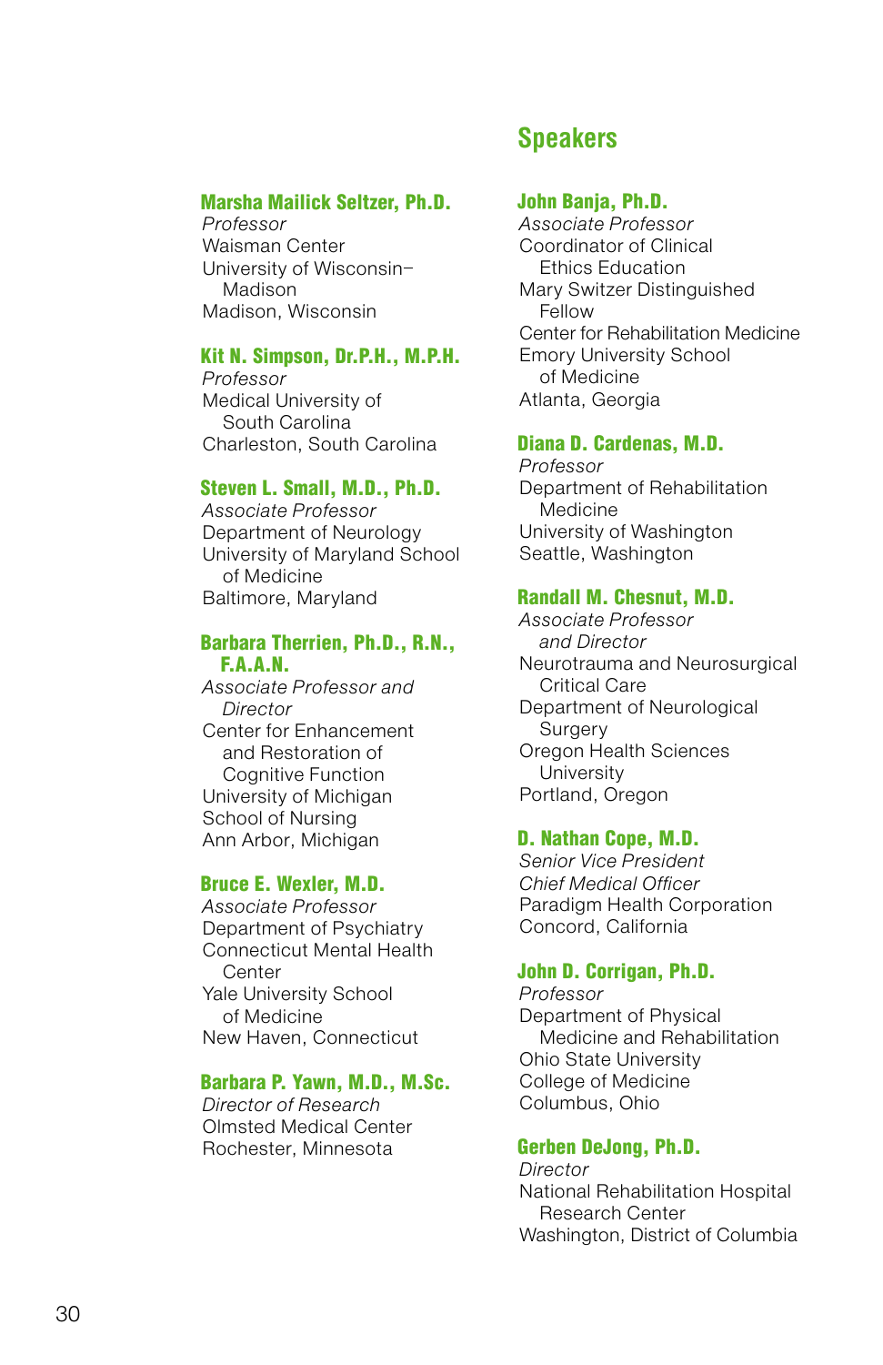## Speakers

**Marsha Mailick Seltzer, Ph.D.**
*Professor*
Waisman Center
University of Wisconsin–Madison
Madison, Wisconsin

**Kit N. Simpson, Dr.P.H., M.P.H.**
*Professor*
Medical University of South Carolina
Charleston, South Carolina

**Steven L. Small, M.D., Ph.D.**
*Associate Professor*
Department of Neurology
University of Maryland School of Medicine
Baltimore, Maryland

**Barbara Therrien, Ph.D., R.N., F.A.A.N.**
*Associate Professor and Director*
Center for Enhancement and Restoration of Cognitive Function
University of Michigan School of Nursing
Ann Arbor, Michigan

**Bruce E. Wexler, M.D.**
*Associate Professor*
Department of Psychiatry
Connecticut Mental Health Center
Yale University School of Medicine
New Haven, Connecticut

**Barbara P. Yawn, M.D., M.Sc.**
*Director of Research*
Olmsted Medical Center
Rochester, Minnesota

**John Banja, Ph.D.**
*Associate Professor*
Coordinator of Clinical Ethics Education
Mary Switzer Distinguished Fellow
Center for Rehabilitation Medicine
Emory University School of Medicine
Atlanta, Georgia

**Diana D. Cardenas, M.D.**
*Professor*
Department of Rehabilitation Medicine
University of Washington
Seattle, Washington

**Randall M. Chesnut, M.D.**
*Associate Professor and Director*
Neurotrauma and Neurosurgical Critical Care
Department of Neurological Surgery
Oregon Health Sciences University
Portland, Oregon

**D. Nathan Cope, M.D.**
*Senior Vice President*
*Chief Medical Officer*
Paradigm Health Corporation
Concord, California

**John D. Corrigan, Ph.D.**
*Professor*
Department of Physical Medicine and Rehabilitation
Ohio State University
College of Medicine
Columbus, Ohio

**Gerben DeJong, Ph.D.**
*Director*
National Rehabilitation Hospital Research Center
Washington, District of Columbia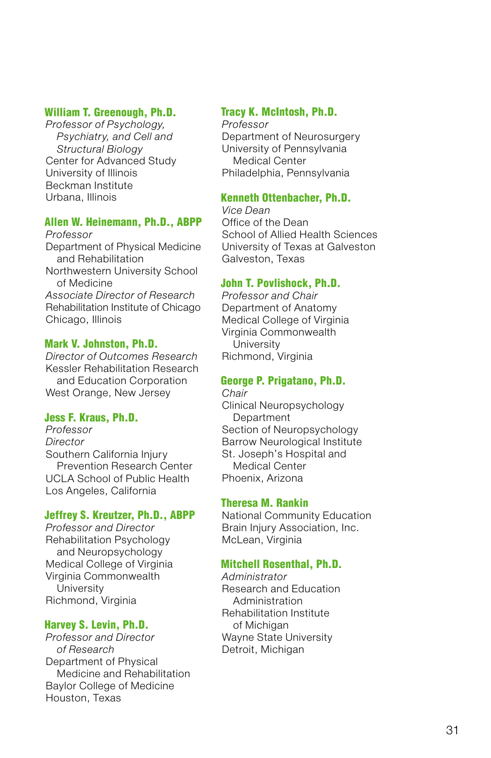**William T. Greenough, Ph.D.**
*Professor of Psychology, Psychiatry, and Cell and Structural Biology*
Center for Advanced Study
University of Illinois
Beckman Institute
Urbana, Illinois

**Allen W. Heinemann, Ph.D., ABPP**
*Professor*
Department of Physical Medicine and Rehabilitation
Northwestern University School of Medicine
*Associate Director of Research*
Rehabilitation Institute of Chicago
Chicago, Illinois

**Mark V. Johnston, Ph.D.**
*Director of Outcomes Research*
Kessler Rehabilitation Research and Education Corporation
West Orange, New Jersey

**Jess F. Kraus, Ph.D.**
*Professor*
*Director*
Southern California Injury Prevention Research Center
UCLA School of Public Health
Los Angeles, California

**Jeffrey S. Kreutzer, Ph.D., ABPP**
*Professor and Director*
Rehabilitation Psychology and Neuropsychology
Medical College of Virginia
Virginia Commonwealth University
Richmond, Virginia

**Harvey S. Levin, Ph.D.**
*Professor and Director of Research*
Department of Physical Medicine and Rehabilitation
Baylor College of Medicine
Houston, Texas

**Tracy K. McIntosh, Ph.D.**
*Professor*
Department of Neurosurgery
University of Pennsylvania Medical Center
Philadelphia, Pennsylvania

**Kenneth Ottenbacher, Ph.D.**
*Vice Dean*
Office of the Dean
School of Allied Health Sciences
University of Texas at Galveston
Galveston, Texas

**John T. Povlishock, Ph.D.**
*Professor and Chair*
Department of Anatomy
Medical College of Virginia
Virginia Commonwealth University
Richmond, Virginia

**George P. Prigatano, Ph.D.**
*Chair*
Clinical Neuropsychology Department
Section of Neuropsychology
Barrow Neurological Institute
St. Joseph's Hospital and Medical Center
Phoenix, Arizona

**Theresa M. Rankin**
National Community Education
Brain Injury Association, Inc.
McLean, Virginia

**Mitchell Rosenthal, Ph.D.**
*Administrator*
Research and Education Administration
Rehabilitation Institute of Michigan
Wayne State University
Detroit, Michigan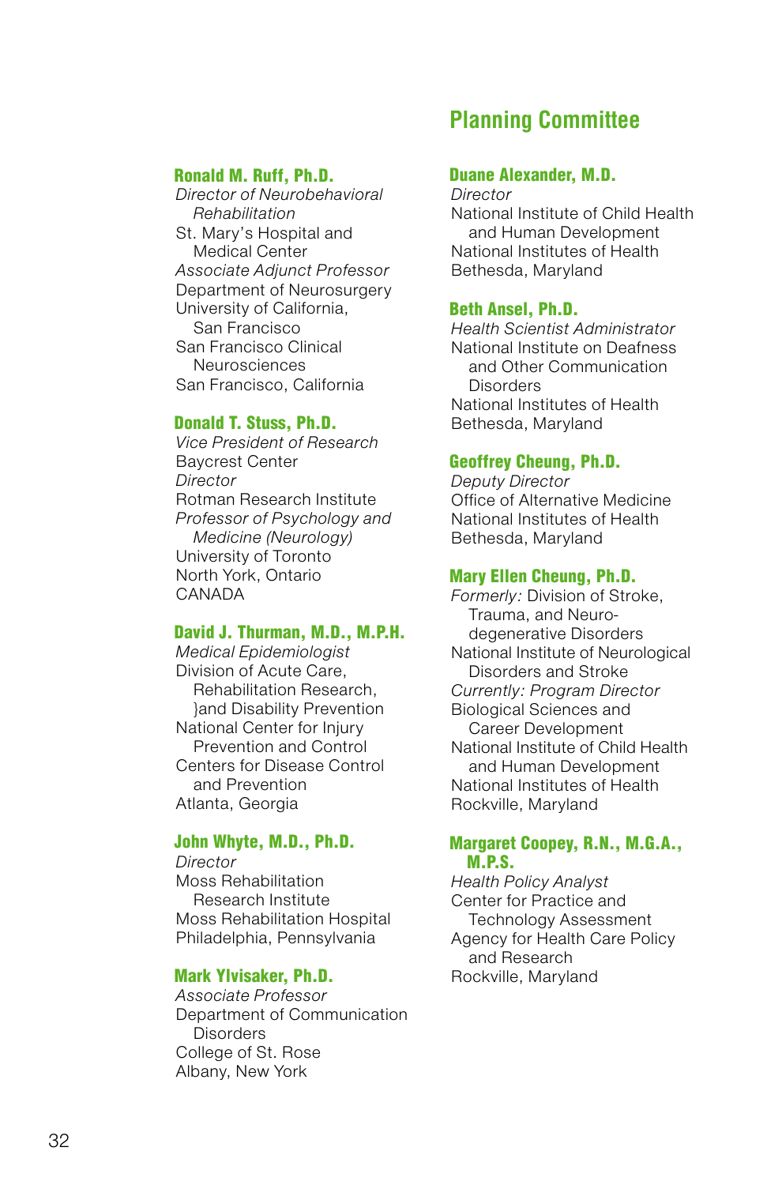**Ronald M. Ruff, Ph.D.**
*Director of Neurobehavioral Rehabilitation*
St. Mary's Hospital and Medical Center
*Associate Adjunct Professor*
Department of Neurosurgery
University of California, San Francisco
San Francisco Clinical Neurosciences
San Francisco, California

**Donald T. Stuss, Ph.D.**
*Vice President of Research*
Baycrest Center
*Director*
Rotman Research Institute
*Professor of Psychology and Medicine (Neurology)*
University of Toronto
North York, Ontario
CANADA

**David J. Thurman, M.D., M.P.H.**
*Medical Epidemiologist*
Division of Acute Care, Rehabilitation Research, }and Disability Prevention
National Center for Injury Prevention and Control
Centers for Disease Control and Prevention
Atlanta, Georgia

**John Whyte, M.D., Ph.D.**
*Director*
Moss Rehabilitation Research Institute
Moss Rehabilitation Hospital
Philadelphia, Pennsylvania

**Mark Ylvisaker, Ph.D.**
*Associate Professor*
Department of Communication Disorders
College of St. Rose
Albany, New York

## Planning Committee

**Duane Alexander, M.D.**
*Director*
National Institute of Child Health and Human Development
National Institutes of Health
Bethesda, Maryland

**Beth Ansel, Ph.D.**
*Health Scientist Administrator*
National Institute on Deafness and Other Communication Disorders
National Institutes of Health
Bethesda, Maryland

**Geoffrey Cheung, Ph.D.**
*Deputy Director*
Office of Alternative Medicine
National Institutes of Health
Bethesda, Maryland

**Mary Ellen Cheung, Ph.D.**
*Formerly:* Division of Stroke, Trauma, and Neuro-degenerative Disorders
National Institute of Neurological Disorders and Stroke
*Currently: Program Director*
Biological Sciences and Career Development
National Institute of Child Health and Human Development
National Institutes of Health
Rockville, Maryland

**Margaret Coopey, R.N., M.G.A., M.P.S.**
*Health Policy Analyst*
Center for Practice and Technology Assessment
Agency for Health Care Policy and Research
Rockville, Maryland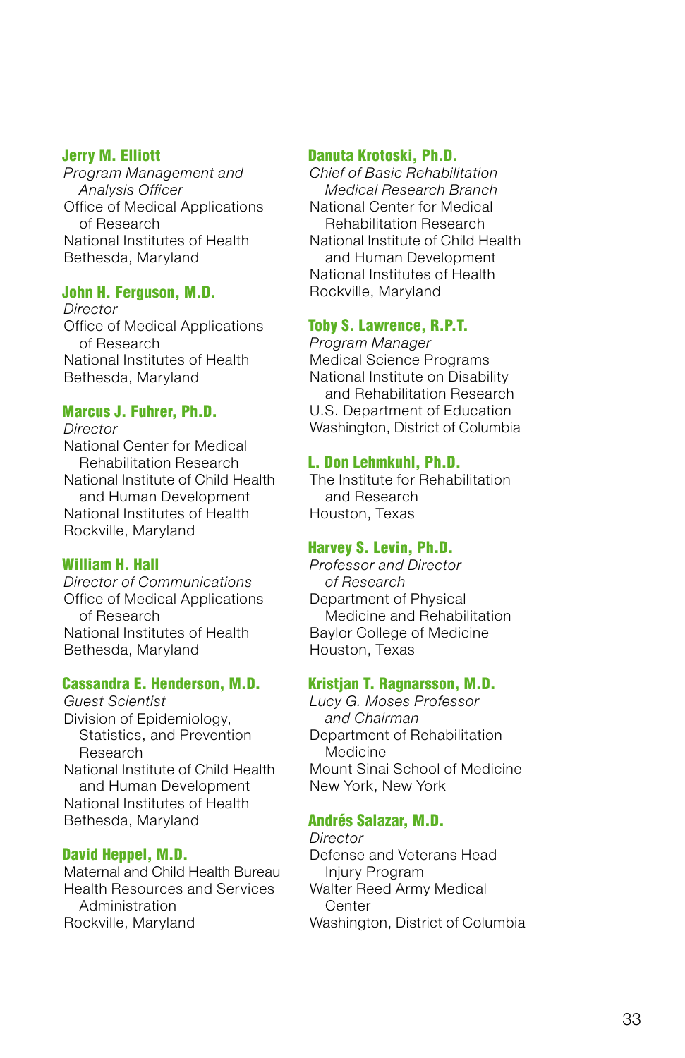**Jerry M. Elliott**
*Program Management and Analysis Officer*
Office of Medical Applications of Research
National Institutes of Health
Bethesda, Maryland

**John H. Ferguson, M.D.**
*Director*
Office of Medical Applications of Research
National Institutes of Health
Bethesda, Maryland

**Marcus J. Fuhrer, Ph.D.**
*Director*
National Center for Medical Rehabilitation Research
National Institute of Child Health and Human Development
National Institutes of Health
Rockville, Maryland

**William H. Hall**
*Director of Communications*
Office of Medical Applications of Research
National Institutes of Health
Bethesda, Maryland

**Cassandra E. Henderson, M.D.**
*Guest Scientist*
Division of Epidemiology, Statistics, and Prevention Research
National Institute of Child Health and Human Development
National Institutes of Health
Bethesda, Maryland

**David Heppel, M.D.**
Maternal and Child Health Bureau
Health Resources and Services Administration
Rockville, Maryland

**Danuta Krotoski, Ph.D.**
*Chief of Basic Rehabilitation Medical Research Branch*
National Center for Medical Rehabilitation Research
National Institute of Child Health and Human Development
National Institutes of Health
Rockville, Maryland

**Toby S. Lawrence, R.P.T.**
*Program Manager*
Medical Science Programs
National Institute on Disability and Rehabilitation Research
U.S. Department of Education
Washington, District of Columbia

**L. Don Lehmkuhl, Ph.D.**
The Institute for Rehabilitation and Research
Houston, Texas

**Harvey S. Levin, Ph.D.**
*Professor and Director of Research*
Department of Physical Medicine and Rehabilitation
Baylor College of Medicine
Houston, Texas

**Kristjan T. Ragnarsson, M.D.**
*Lucy G. Moses Professor and Chairman*
Department of Rehabilitation Medicine
Mount Sinai School of Medicine
New York, New York

**Andrés Salazar, M.D.**
*Director*
Defense and Veterans Head Injury Program
Walter Reed Army Medical Center
Washington, District of Columbia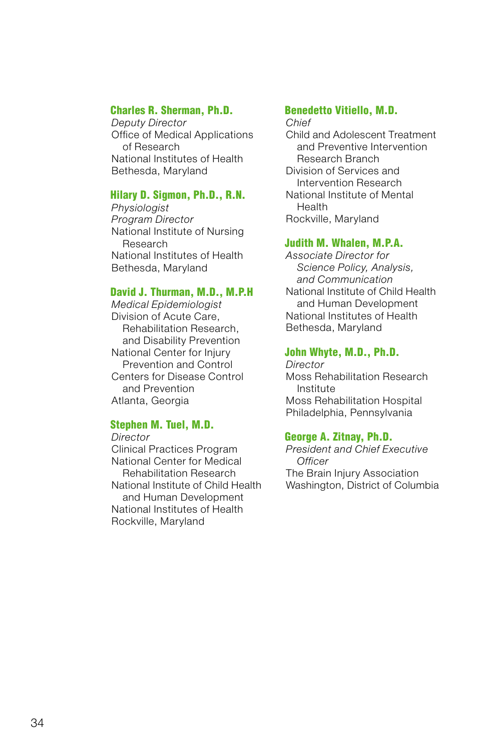**Charles R. Sherman, Ph.D.**
*Deputy Director*
Office of Medical Applications of Research
National Institutes of Health
Bethesda, Maryland

**Hilary D. Sigmon, Ph.D., R.N.**
*Physiologist*
*Program Director*
National Institute of Nursing Research
National Institutes of Health
Bethesda, Maryland

**David J. Thurman, M.D., M.P.H**
*Medical Epidemiologist*
Division of Acute Care, Rehabilitation Research, and Disability Prevention
National Center for Injury Prevention and Control
Centers for Disease Control and Prevention
Atlanta, Georgia

**Stephen M. Tuel, M.D.**
*Director*
Clinical Practices Program
National Center for Medical Rehabilitation Research
National Institute of Child Health and Human Development
National Institutes of Health
Rockville, Maryland

**Benedetto Vitiello, M.D.**
*Chief*
Child and Adolescent Treatment and Preventive Intervention Research Branch
Division of Services and Intervention Research
National Institute of Mental Health
Rockville, Maryland

**Judith M. Whalen, M.P.A.**
*Associate Director for Science Policy, Analysis, and Communication*
National Institute of Child Health and Human Development
National Institutes of Health
Bethesda, Maryland

**John Whyte, M.D., Ph.D.**
*Director*
Moss Rehabilitation Research Institute
Moss Rehabilitation Hospital
Philadelphia, Pennsylvania

**George A. Zitnay, Ph.D.**
*President and Chief Executive Officer*
The Brain Injury Association
Washington, District of Columbia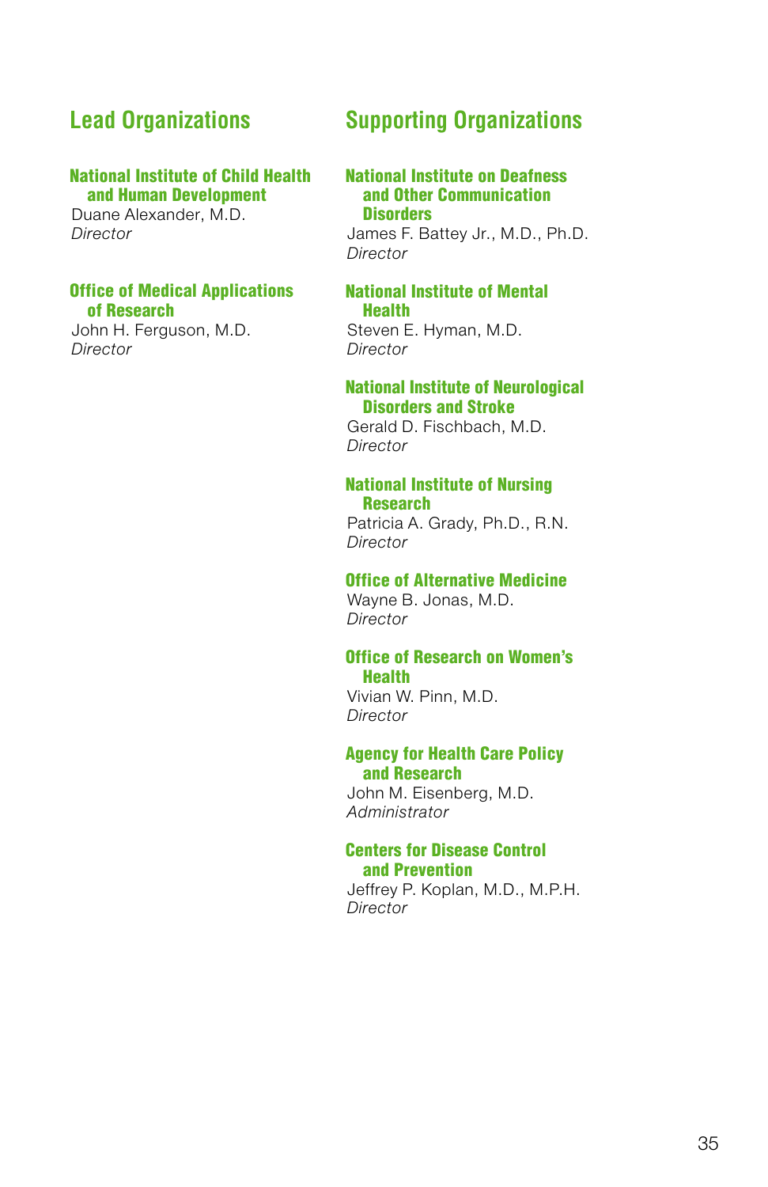## Lead Organizations

### National Institute of Child Health and Human Development

Duane Alexander, M.D.
*Director*

### Office of Medical Applications of Research

John H. Ferguson, M.D.
*Director*

## Supporting Organizations

### National Institute on Deafness and Other Communication Disorders

James F. Battey Jr., M.D., Ph.D.
*Director*

### National Institute of Mental Health

Steven E. Hyman, M.D.
*Director*

### National Institute of Neurological Disorders and Stroke

Gerald D. Fischbach, M.D.
*Director*

### National Institute of Nursing Research

Patricia A. Grady, Ph.D., R.N.
*Director*

### Office of Alternative Medicine

Wayne B. Jonas, M.D.
*Director*

### Office of Research on Women's Health

Vivian W. Pinn, M.D.
*Director*

### Agency for Health Care Policy and Research

John M. Eisenberg, M.D.
*Administrator*

### Centers for Disease Control and Prevention

Jeffrey P. Koplan, M.D., M.P.H.
*Director*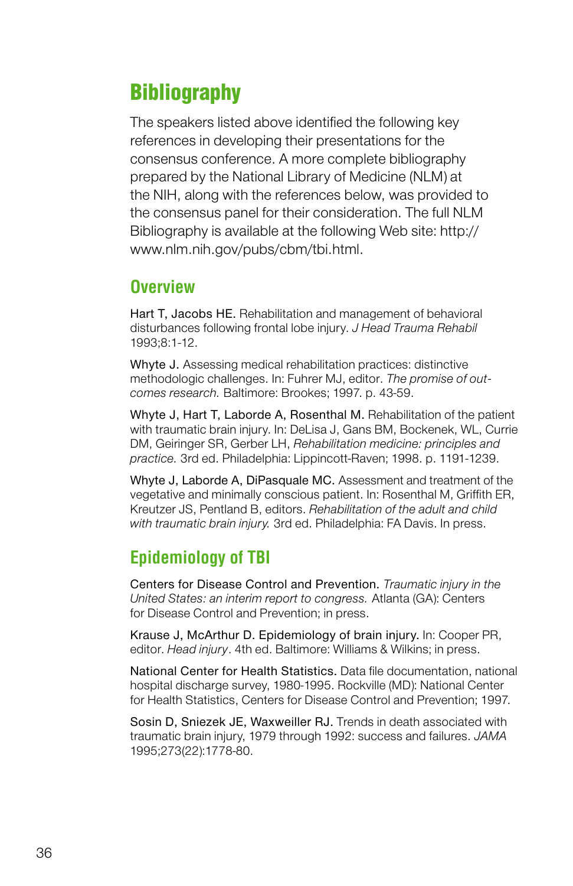# Bibliography

The speakers listed above identified the following key references in developing their presentations for the consensus conference. A more complete bibliography prepared by the National Library of Medicine (NLM) at the NIH, along with the references below, was provided to the consensus panel for their consideration. The full NLM Bibliography is available at the following Web site: http://www.nlm.nih.gov/pubs/cbm/tbi.html.

## Overview

Hart T, Jacobs HE. Rehabilitation and management of behavioral disturbances following frontal lobe injury. *J Head Trauma Rehabil* 1993;8:1-12.

Whyte J. Assessing medical rehabilitation practices: distinctive methodologic challenges. In: Fuhrer MJ, editor. *The promise of outcomes research.* Baltimore: Brookes; 1997. p. 43-59.

Whyte J, Hart T, Laborde A, Rosenthal M. Rehabilitation of the patient with traumatic brain injury. In: DeLisa J, Gans BM, Bockenek, WL, Currie DM, Geiringer SR, Gerber LH, *Rehabilitation medicine: principles and practice.* 3rd ed. Philadelphia: Lippincott-Raven; 1998. p. 1191-1239.

Whyte J, Laborde A, DiPasquale MC. Assessment and treatment of the vegetative and minimally conscious patient. In: Rosenthal M, Griffith ER, Kreutzer JS, Pentland B, editors. *Rehabilitation of the adult and child with traumatic brain injury.* 3rd ed. Philadelphia: FA Davis. In press.

## Epidemiology of TBI

Centers for Disease Control and Prevention. *Traumatic injury in the United States: an interim report to congress.* Atlanta (GA): Centers for Disease Control and Prevention; in press.

Krause J, McArthur D. Epidemiology of brain injury. In: Cooper PR, editor. *Head injury*. 4th ed. Baltimore: Williams & Wilkins; in press.

National Center for Health Statistics. Data file documentation, national hospital discharge survey, 1980-1995. Rockville (MD): National Center for Health Statistics, Centers for Disease Control and Prevention; 1997.

Sosin D, Sniezek JE, Waxweiller RJ. Trends in death associated with traumatic brain injury, 1979 through 1992: success and failures. *JAMA* 1995;273(22):1778-80.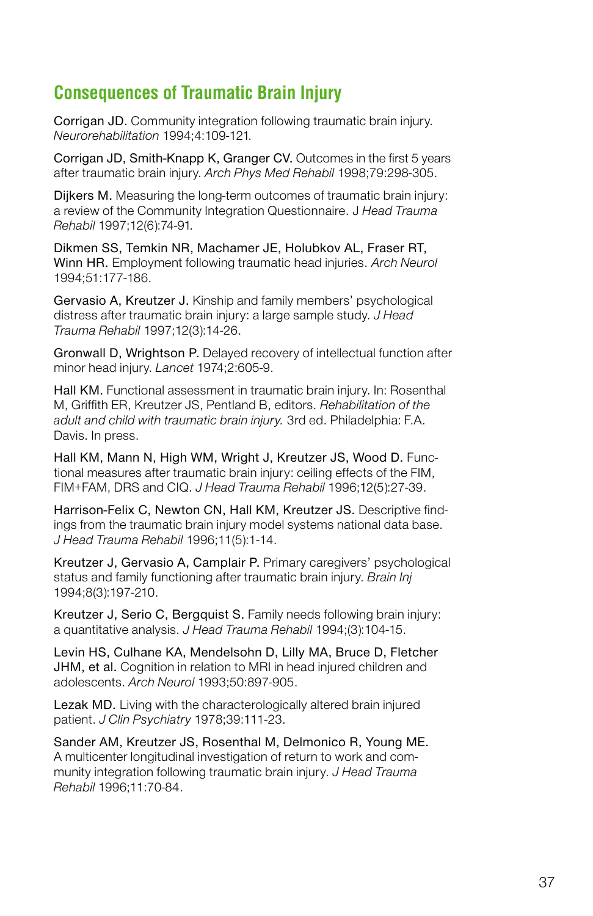## Consequences of Traumatic Brain Injury

Corrigan JD. Community integration following traumatic brain injury. *Neurorehabilitation* 1994;4:109-121.

Corrigan JD, Smith-Knapp K, Granger CV. Outcomes in the first 5 years after traumatic brain injury. *Arch Phys Med Rehabil* 1998;79:298-305.

Dijkers M. Measuring the long-term outcomes of traumatic brain injury: a review of the Community Integration Questionnaire. J *Head Trauma Rehabil* 1997;12(6):74-91.

Dikmen SS, Temkin NR, Machamer JE, Holubkov AL, Fraser RT, Winn HR. Employment following traumatic head injuries. *Arch Neurol* 1994;51:177-186.

Gervasio A, Kreutzer J. Kinship and family members' psychological distress after traumatic brain injury: a large sample study. *J Head Trauma Rehabil* 1997;12(3):14-26.

Gronwall D, Wrightson P. Delayed recovery of intellectual function after minor head injury. *Lancet* 1974;2:605-9.

Hall KM. Functional assessment in traumatic brain injury. In: Rosenthal M, Griffith ER, Kreutzer JS, Pentland B, editors. *Rehabilitation of the adult and child with traumatic brain injury.* 3rd ed. Philadelphia: F.A. Davis. In press.

Hall KM, Mann N, High WM, Wright J, Kreutzer JS, Wood D. Functional measures after traumatic brain injury: ceiling effects of the FIM, FIM+FAM, DRS and CIQ. *J Head Trauma Rehabil* 1996;12(5):27-39.

Harrison-Felix C, Newton CN, Hall KM, Kreutzer JS. Descriptive findings from the traumatic brain injury model systems national data base. *J Head Trauma Rehabil* 1996;11(5):1-14.

Kreutzer J, Gervasio A, Camplair P. Primary caregivers' psychological status and family functioning after traumatic brain injury. *Brain Inj* 1994;8(3):197-210.

Kreutzer J, Serio C, Bergquist S. Family needs following brain injury: a quantitative analysis. *J Head Trauma Rehabil* 1994;(3):104-15.

Levin HS, Culhane KA, Mendelsohn D, Lilly MA, Bruce D, Fletcher JHM, et al. Cognition in relation to MRI in head injured children and adolescents. *Arch Neurol* 1993;50:897-905.

Lezak MD. Living with the characterologically altered brain injured patient. *J Clin Psychiatry* 1978;39:111-23.

Sander AM, Kreutzer JS, Rosenthal M, Delmonico R, Young ME. A multicenter longitudinal investigation of return to work and community integration following traumatic brain injury. *J Head Trauma Rehabil* 1996;11:70-84.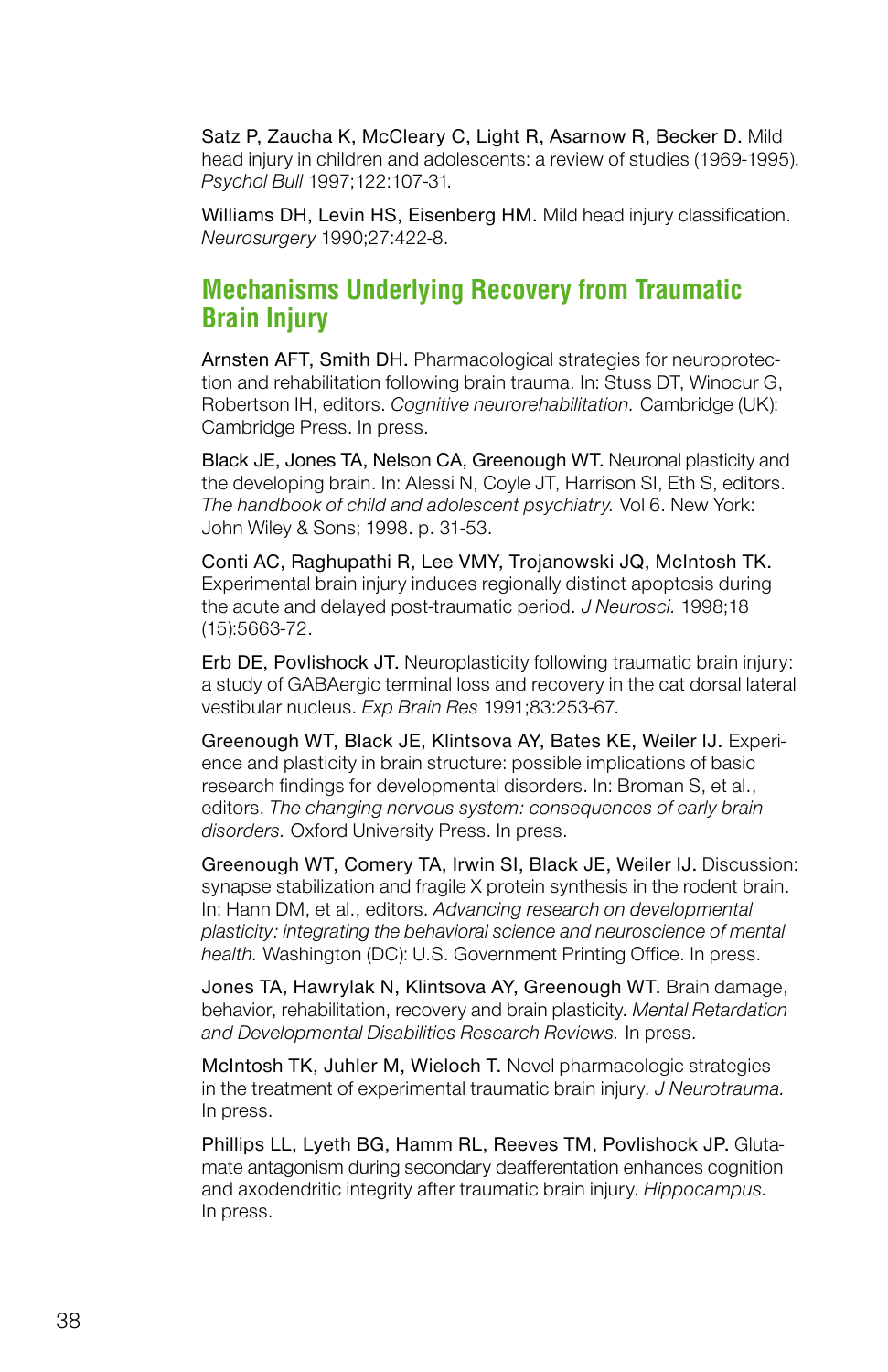Satz P, Zaucha K, McCleary C, Light R, Asarnow R, Becker D. Mild head injury in children and adolescents: a review of studies (1969-1995). *Psychol Bull* 1997;122:107-31.

Williams DH, Levin HS, Eisenberg HM. Mild head injury classification. *Neurosurgery* 1990;27:422-8.

## Mechanisms Underlying Recovery from Traumatic Brain Injury

Arnsten AFT, Smith DH. Pharmacological strategies for neuroprotection and rehabilitation following brain trauma. In: Stuss DT, Winocur G, Robertson IH, editors. *Cognitive neurorehabilitation.* Cambridge (UK): Cambridge Press. In press.

Black JE, Jones TA, Nelson CA, Greenough WT. Neuronal plasticity and the developing brain. In: Alessi N, Coyle JT, Harrison SI, Eth S, editors. *The handbook of child and adolescent psychiatry.* Vol 6. New York: John Wiley & Sons; 1998. p. 31-53.

Conti AC, Raghupathi R, Lee VMY, Trojanowski JQ, McIntosh TK. Experimental brain injury induces regionally distinct apoptosis during the acute and delayed post-traumatic period. *J Neurosci.* 1998;18 (15):5663-72.

Erb DE, Povlishock JT. Neuroplasticity following traumatic brain injury: a study of GABAergic terminal loss and recovery in the cat dorsal lateral vestibular nucleus. *Exp Brain Res* 1991;83:253-67.

Greenough WT, Black JE, Klintsova AY, Bates KE, Weiler IJ. Experience and plasticity in brain structure: possible implications of basic research findings for developmental disorders. In: Broman S, et al., editors. *The changing nervous system: consequences of early brain disorders.* Oxford University Press. In press.

Greenough WT, Comery TA, Irwin SI, Black JE, Weiler IJ. Discussion: synapse stabilization and fragile X protein synthesis in the rodent brain. In: Hann DM, et al., editors. *Advancing research on developmental plasticity: integrating the behavioral science and neuroscience of mental health.* Washington (DC): U.S. Government Printing Office. In press.

Jones TA, Hawrylak N, Klintsova AY, Greenough WT. Brain damage, behavior, rehabilitation, recovery and brain plasticity. *Mental Retardation and Developmental Disabilities Research Reviews.* In press.

McIntosh TK, Juhler M, Wieloch T. Novel pharmacologic strategies in the treatment of experimental traumatic brain injury. *J Neurotrauma.* In press.

Phillips LL, Lyeth BG, Hamm RL, Reeves TM, Povlishock JP. Glutamate antagonism during secondary deafferentation enhances cognition and axodendritic integrity after traumatic brain injury. *Hippocampus.* In press.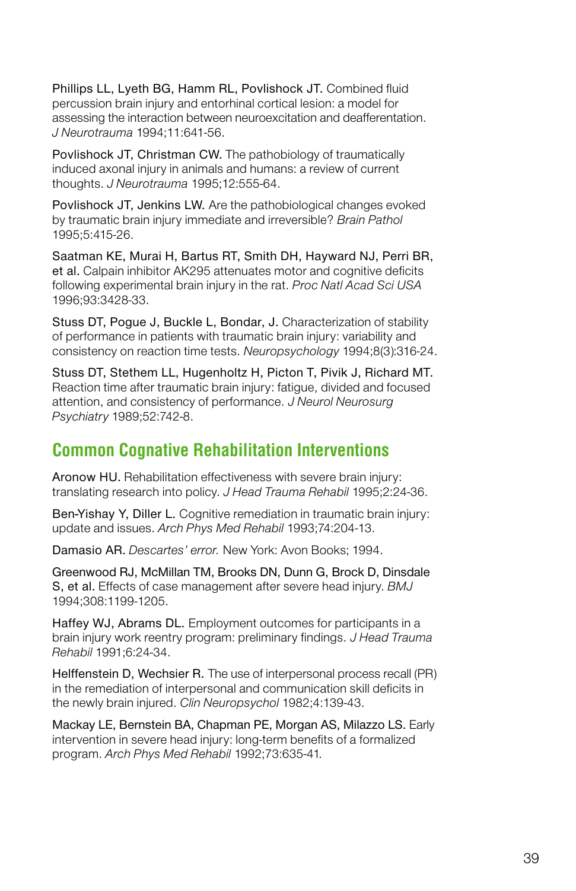Phillips LL, Lyeth BG, Hamm RL, Povlishock JT. Combined fluid percussion brain injury and entorhinal cortical lesion: a model for assessing the interaction between neuroexcitation and deafferentation. *J Neurotrauma* 1994;11:641-56.

Povlishock JT, Christman CW. The pathobiology of traumatically induced axonal injury in animals and humans: a review of current thoughts. *J Neurotrauma* 1995;12:555-64.

Povlishock JT, Jenkins LW. Are the pathobiological changes evoked by traumatic brain injury immediate and irreversible? *Brain Pathol* 1995;5:415-26.

Saatman KE, Murai H, Bartus RT, Smith DH, Hayward NJ, Perri BR, et al. Calpain inhibitor AK295 attenuates motor and cognitive deficits following experimental brain injury in the rat. *Proc Natl Acad Sci USA* 1996;93:3428-33.

Stuss DT, Pogue J, Buckle L, Bondar, J. Characterization of stability of performance in patients with traumatic brain injury: variability and consistency on reaction time tests. *Neuropsychology* 1994;8(3):316-24.

Stuss DT, Stethem LL, Hugenholtz H, Picton T, Pivik J, Richard MT. Reaction time after traumatic brain injury: fatigue, divided and focused attention, and consistency of performance. *J Neurol Neurosurg Psychiatry* 1989;52:742-8.

## Common Cognative Rehabilitation Interventions

Aronow HU. Rehabilitation effectiveness with severe brain injury: translating research into policy. *J Head Trauma Rehabil* 1995;2:24-36.

Ben-Yishay Y, Diller L. Cognitive remediation in traumatic brain injury: update and issues. *Arch Phys Med Rehabil* 1993;74:204-13.

Damasio AR. *Descartes' error.* New York: Avon Books; 1994.

Greenwood RJ, McMillan TM, Brooks DN, Dunn G, Brock D, Dinsdale S, et al. Effects of case management after severe head injury. *BMJ* 1994;308:1199-1205.

Haffey WJ, Abrams DL. Employment outcomes for participants in a brain injury work reentry program: preliminary findings. *J Head Trauma Rehabil* 1991;6:24-34.

Helffenstein D, Wechsier R. The use of interpersonal process recall (PR) in the remediation of interpersonal and communication skill deficits in the newly brain injured. *Clin Neuropsychol* 1982;4:139-43.

Mackay LE, Bernstein BA, Chapman PE, Morgan AS, Milazzo LS. Early intervention in severe head injury: long-term benefits of a formalized program. *Arch Phys Med Rehabil* 1992;73:635-41.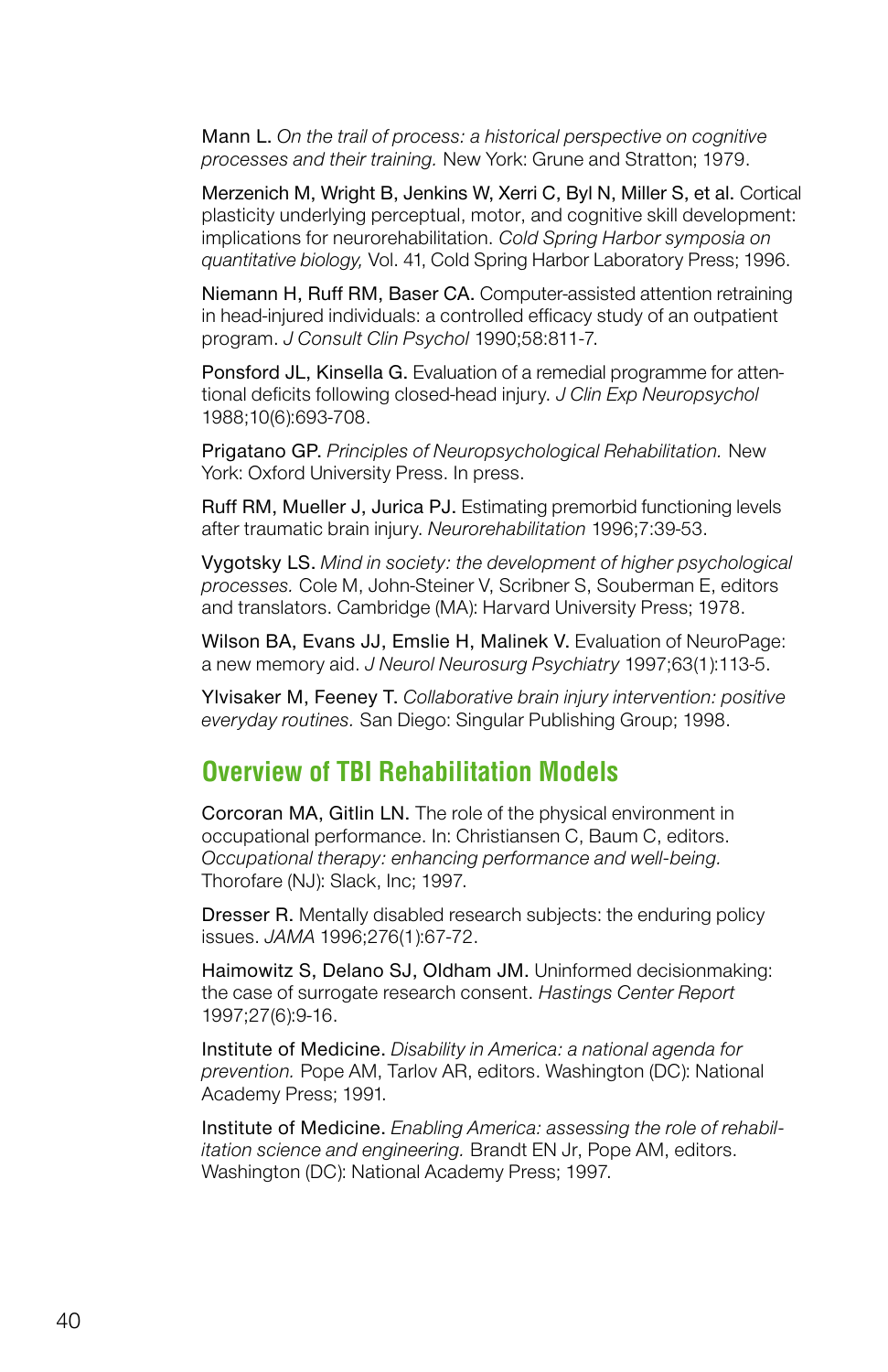Mann L. *On the trail of process: a historical perspective on cognitive processes and their training.* New York: Grune and Stratton; 1979.

Merzenich M, Wright B, Jenkins W, Xerri C, Byl N, Miller S, et al. Cortical plasticity underlying perceptual, motor, and cognitive skill development: implications for neurorehabilitation. *Cold Spring Harbor symposia on quantitative biology,* Vol. 41, Cold Spring Harbor Laboratory Press; 1996.

Niemann H, Ruff RM, Baser CA. Computer-assisted attention retraining in head-injured individuals: a controlled efficacy study of an outpatient program. *J Consult Clin Psychol* 1990;58:811-7.

Ponsford JL, Kinsella G. Evaluation of a remedial programme for attentional deficits following closed-head injury. *J Clin Exp Neuropsychol* 1988;10(6):693-708.

Prigatano GP. *Principles of Neuropsychological Rehabilitation.* New York: Oxford University Press. In press.

Ruff RM, Mueller J, Jurica PJ. Estimating premorbid functioning levels after traumatic brain injury. *Neurorehabilitation* 1996;7:39-53.

Vygotsky LS. *Mind in society: the development of higher psychological processes.* Cole M, John-Steiner V, Scribner S, Souberman E, editors and translators. Cambridge (MA): Harvard University Press; 1978.

Wilson BA, Evans JJ, Emslie H, Malinek V. Evaluation of NeuroPage: a new memory aid. *J Neurol Neurosurg Psychiatry* 1997;63(1):113-5.

Ylvisaker M, Feeney T. *Collaborative brain injury intervention: positive everyday routines.* San Diego: Singular Publishing Group; 1998.

## Overview of TBI Rehabilitation Models

Corcoran MA, Gitlin LN. The role of the physical environment in occupational performance. In: Christiansen C, Baum C, editors. *Occupational therapy: enhancing performance and well-being.* Thorofare (NJ): Slack, Inc; 1997.

Dresser R. Mentally disabled research subjects: the enduring policy issues. *JAMA* 1996;276(1):67-72.

Haimowitz S, Delano SJ, Oldham JM. Uninformed decisionmaking: the case of surrogate research consent. *Hastings Center Report* 1997;27(6):9-16.

Institute of Medicine. *Disability in America: a national agenda for prevention.* Pope AM, Tarlov AR, editors. Washington (DC): National Academy Press; 1991.

Institute of Medicine. *Enabling America: assessing the role of rehabilitation science and engineering.* Brandt EN Jr, Pope AM, editors. Washington (DC): National Academy Press; 1997.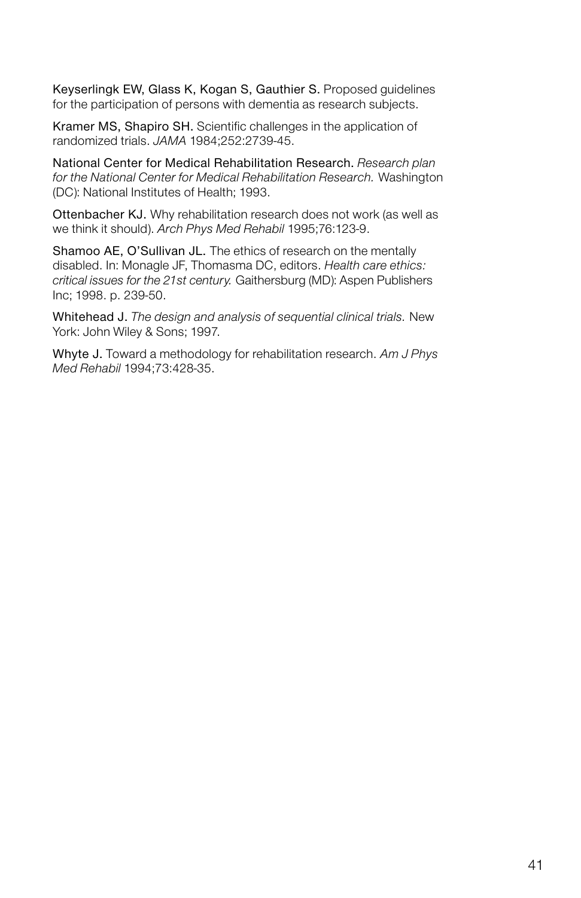**Keyserlingk EW, Glass K, Kogan S, Gauthier S.** Proposed guidelines for the participation of persons with dementia as research subjects.

**Kramer MS, Shapiro SH.** Scientific challenges in the application of randomized trials. *JAMA* 1984;252:2739-45.

**National Center for Medical Rehabilitation Research.** *Research plan for the National Center for Medical Rehabilitation Research.* Washington (DC): National Institutes of Health; 1993.

**Ottenbacher KJ.** Why rehabilitation research does not work (as well as we think it should). *Arch Phys Med Rehabil* 1995;76:123-9.

**Shamoo AE, O'Sullivan JL.** The ethics of research on the mentally disabled. In: Monagle JF, Thomasma DC, editors. *Health care ethics: critical issues for the 21st century.* Gaithersburg (MD): Aspen Publishers Inc; 1998. p. 239-50.

**Whitehead J.** *The design and analysis of sequential clinical trials.* New York: John Wiley & Sons; 1997.

**Whyte J.** Toward a methodology for rehabilitation research. *Am J Phys Med Rehabil* 1994;73:428-35.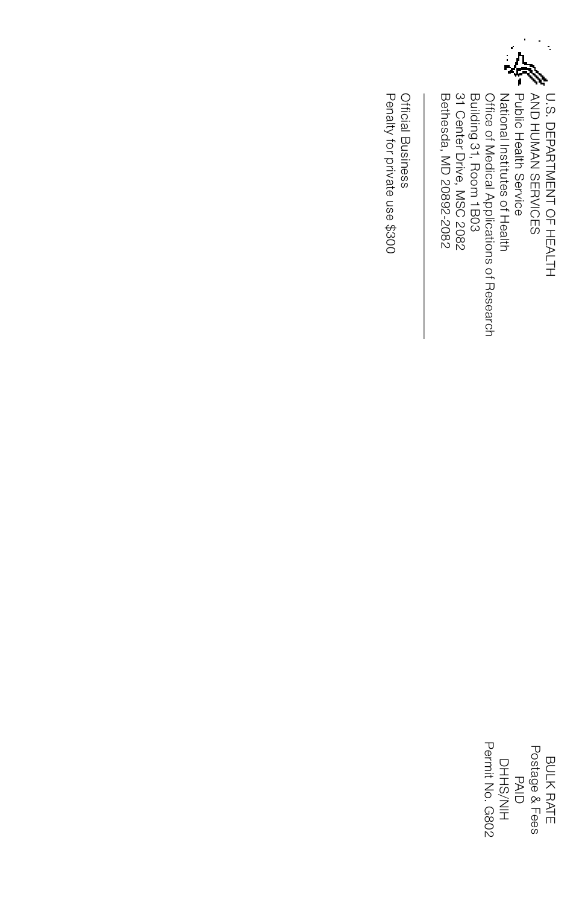U.S. DEPARTMENT OF HEALTH
AND HUMAN SERVICES
Public Health Service
National Institutes of Health
Office of Medical Applications of Research
Building 31, Room 1B03
31 Center Drive, MSC 2082
Bethesda, MD 20892-2082

Official Business
Penalty for private use $300

BULK RATE
Postage & Fees
PAID
DHHS/NIH
Permit No. G802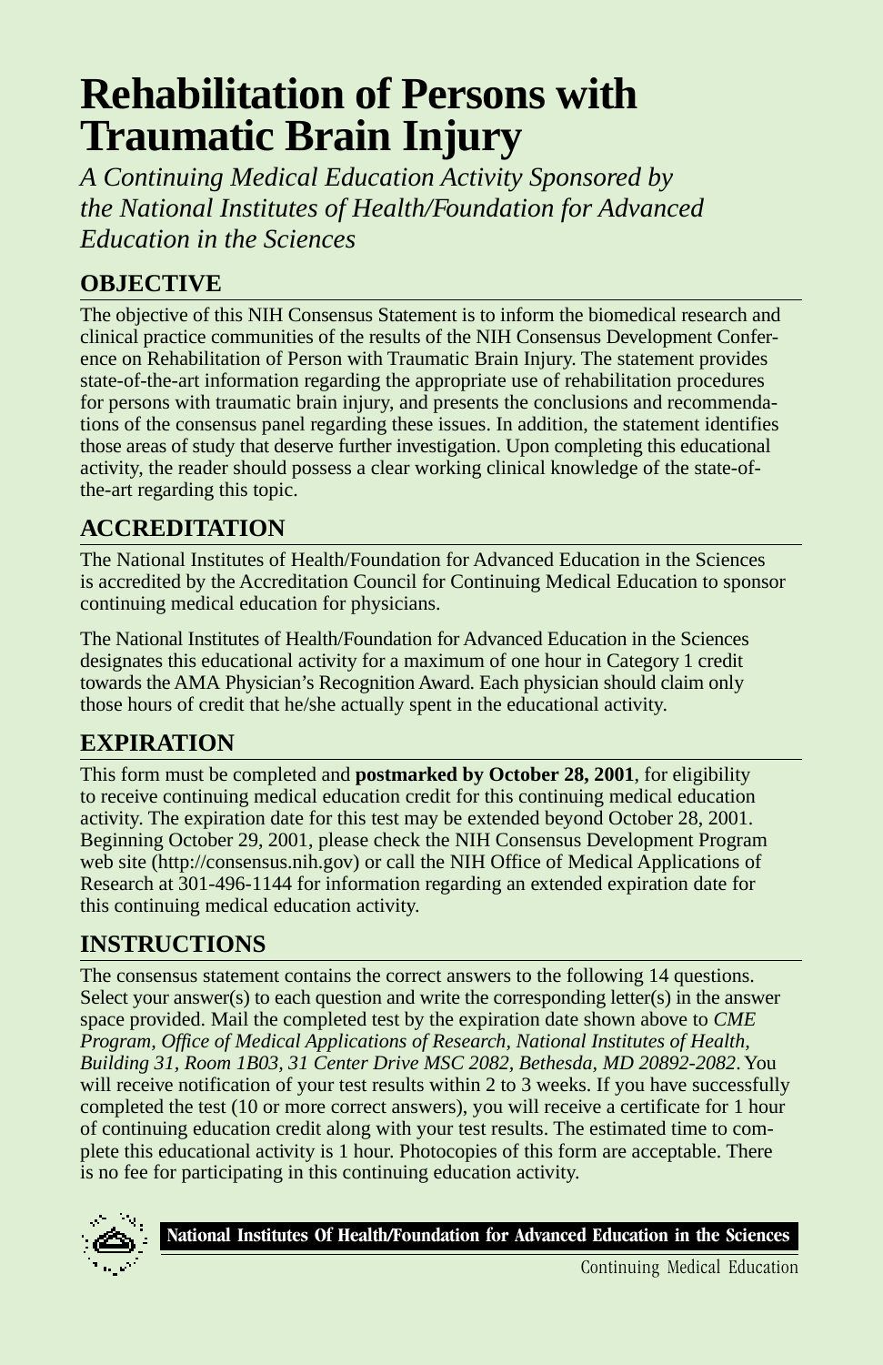# Rehabilitation of Persons with Traumatic Brain Injury

*A Continuing Medical Education Activity Sponsored by the National Institutes of Health/Foundation for Advanced Education in the Sciences*

## OBJECTIVE

The objective of this NIH Consensus Statement is to inform the biomedical research and clinical practice communities of the results of the NIH Consensus Development Conference on Rehabilitation of Person with Traumatic Brain Injury. The statement provides state-of-the-art information regarding the appropriate use of rehabilitation procedures for persons with traumatic brain injury, and presents the conclusions and recommendations of the consensus panel regarding these issues. In addition, the statement identifies those areas of study that deserve further investigation. Upon completing this educational activity, the reader should possess a clear working clinical knowledge of the state-of-the-art regarding this topic.

## ACCREDITATION

The National Institutes of Health/Foundation for Advanced Education in the Sciences is accredited by the Accreditation Council for Continuing Medical Education to sponsor continuing medical education for physicians.

The National Institutes of Health/Foundation for Advanced Education in the Sciences designates this educational activity for a maximum of one hour in Category 1 credit towards the AMA Physician's Recognition Award. Each physician should claim only those hours of credit that he/she actually spent in the educational activity.

## EXPIRATION

This form must be completed and **postmarked by October 28, 2001**, for eligibility to receive continuing medical education credit for this continuing medical education activity. The expiration date for this test may be extended beyond October 28, 2001. Beginning October 29, 2001, please check the NIH Consensus Development Program web site (http://consensus.nih.gov) or call the NIH Office of Medical Applications of Research at 301-496-1144 for information regarding an extended expiration date for this continuing medical education activity.

## INSTRUCTIONS

The consensus statement contains the correct answers to the following 14 questions. Select your answer(s) to each question and write the corresponding letter(s) in the answer space provided. Mail the completed test by the expiration date shown above to *CME Program, Office of Medical Applications of Research, National Institutes of Health, Building 31, Room 1B03, 31 Center Drive MSC 2082, Bethesda, MD 20892-2082*. You will receive notification of your test results within 2 to 3 weeks. If you have successfully completed the test (10 or more correct answers), you will receive a certificate for 1 hour of continuing education credit along with your test results. The estimated time to complete this educational activity is 1 hour. Photocopies of this form are acceptable. There is no fee for participating in this continuing education activity.

**National Institutes Of Health/Foundation for Advanced Education in the Sciences**

Continuing Medical Education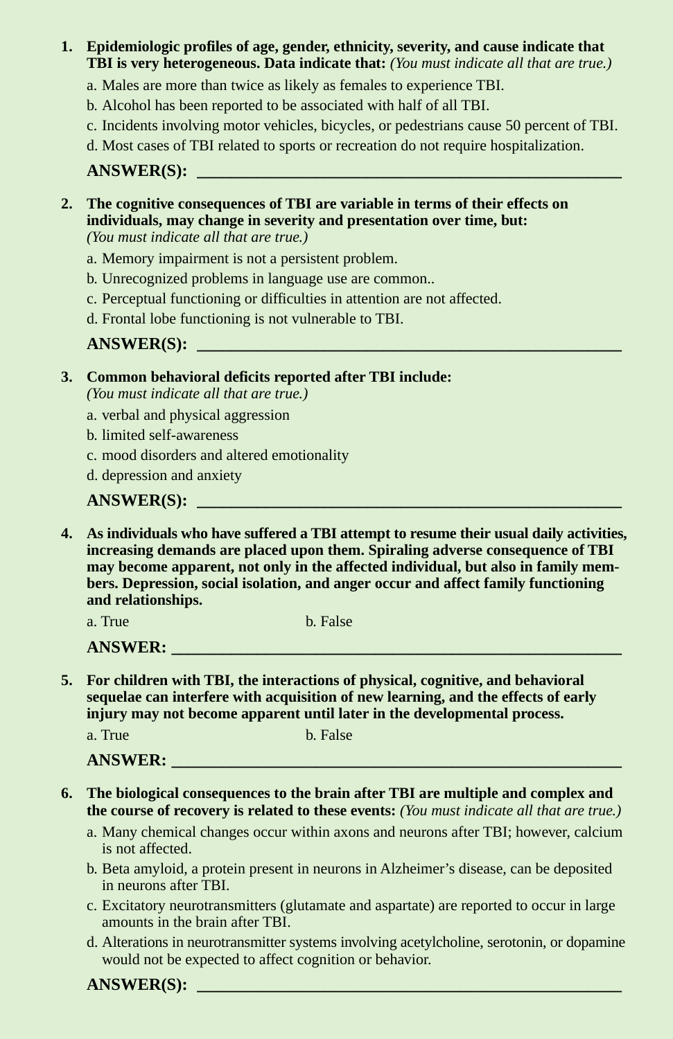1. **Epidemiologic profiles of age, gender, ethnicity, severity, and cause indicate that TBI is very heterogeneous. Data indicate that:** *(You must indicate all that are true.)*

   a. Males are more than twice as likely as females to experience TBI.

   b. Alcohol has been reported to be associated with half of all TBI.

   c. Incidents involving motor vehicles, bicycles, or pedestrians cause 50 percent of TBI.

   d. Most cases of TBI related to sports or recreation do not require hospitalization.

   **ANSWER(S):** ____________________________________________

2. **The cognitive consequences of TBI are variable in terms of their effects on individuals, may change in severity and presentation over time, but:** *(You must indicate all that are true.)*

   a. Memory impairment is not a persistent problem.

   b. Unrecognized problems in language use are common..

   c. Perceptual functioning or difficulties in attention are not affected.

   d. Frontal lobe functioning is not vulnerable to TBI.

   **ANSWER(S):** ____________________________________________

3. **Common behavioral deficits reported after TBI include:** *(You must indicate all that are true.)*

   a. verbal and physical aggression

   b. limited self-awareness

   c. mood disorders and altered emotionality

   d. depression and anxiety

   **ANSWER(S):** ____________________________________________

4. **As individuals who have suffered a TBI attempt to resume their usual daily activities, increasing demands are placed upon them. Spiraling adverse consequence of TBI may become apparent, not only in the affected individual, but also in family members. Depression, social isolation, and anger occur and affect family functioning and relationships.**

   a. True b. False

   **ANSWER:** ____________________________________________

5. **For children with TBI, the interactions of physical, cognitive, and behavioral sequelae can interfere with acquisition of new learning, and the effects of early injury may not become apparent until later in the developmental process.**

   a. True b. False

   **ANSWER:** ____________________________________________

6. **The biological consequences to the brain after TBI are multiple and complex and the course of recovery is related to these events:** *(You must indicate all that are true.)*

   a. Many chemical changes occur within axons and neurons after TBI; however, calcium is not affected.

   b. Beta amyloid, a protein present in neurons in Alzheimer's disease, can be deposited in neurons after TBI.

   c. Excitatory neurotransmitters (glutamate and aspartate) are reported to occur in large amounts in the brain after TBI.

   d. Alterations in neurotransmitter systems involving acetylcholine, serotonin, or dopamine would not be expected to affect cognition or behavior.

   **ANSWER(S):** ____________________________________________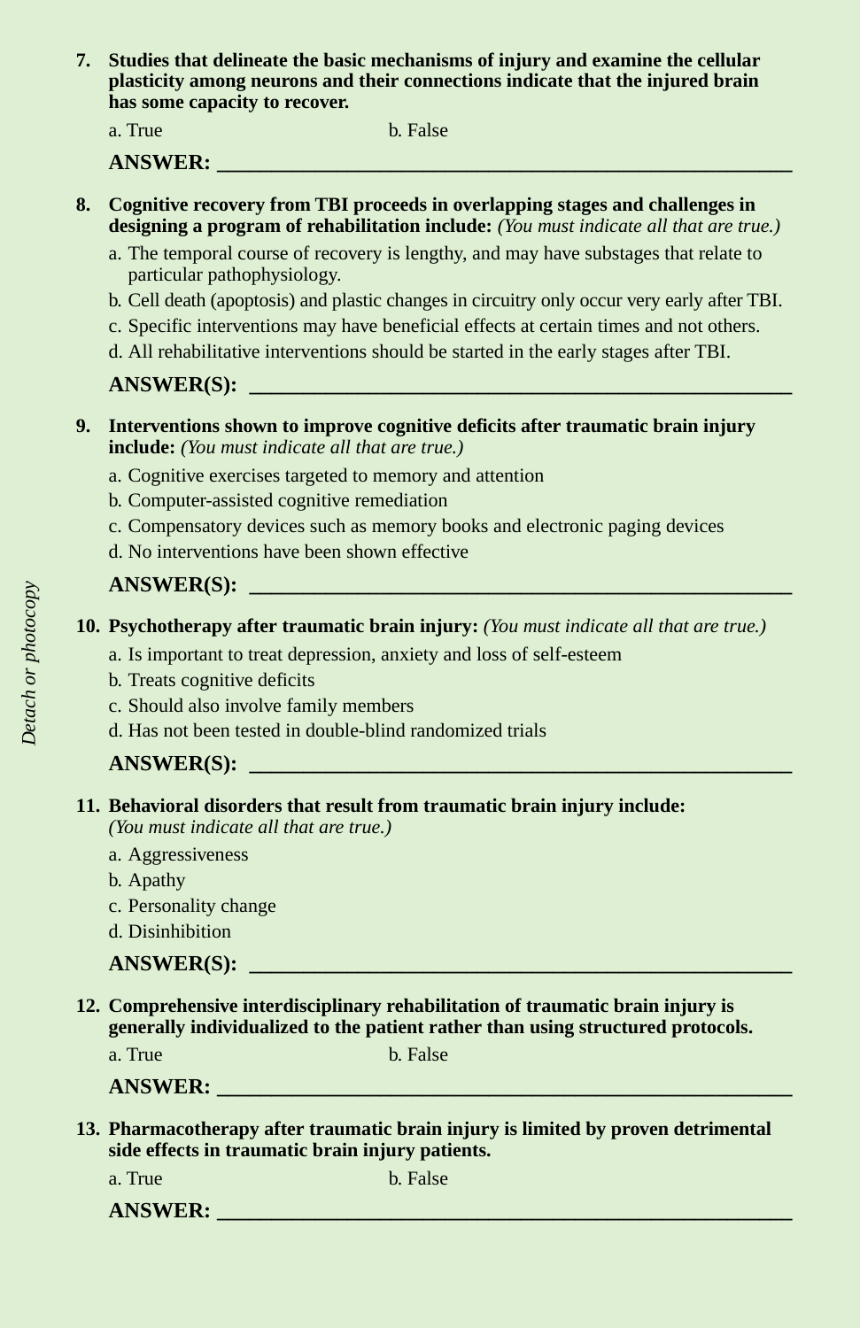**7. Studies that delineate the basic mechanisms of injury and examine the cellular plasticity among neurons and their connections indicate that the injured brain has some capacity to recover.**

a. True b. False

**ANSWER: ________________________________________________**

**8. Cognitive recovery from TBI proceeds in overlapping stages and challenges in designing a program of rehabilitation include:** *(You must indicate all that are true.)*

a. The temporal course of recovery is lengthy, and may have substages that relate to particular pathophysiology.

b. Cell death (apoptosis) and plastic changes in circuitry only occur very early after TBI.

c. Specific interventions may have beneficial effects at certain times and not others.

d. All rehabilitative interventions should be started in the early stages after TBI.

**ANSWER(S): ________________________________________________**

**9. Interventions shown to improve cognitive deficits after traumatic brain injury include:** *(You must indicate all that are true.)*

a. Cognitive exercises targeted to memory and attention

b. Computer-assisted cognitive remediation

c. Compensatory devices such as memory books and electronic paging devices

d. No interventions have been shown effective

**ANSWER(S): ________________________________________________**

**10. Psychotherapy after traumatic brain injury:** *(You must indicate all that are true.)*

a. Is important to treat depression, anxiety and loss of self-esteem

b. Treats cognitive deficits

c. Should also involve family members

d. Has not been tested in double-blind randomized trials

**ANSWER(S): ________________________________________________**

**11. Behavioral disorders that result from traumatic brain injury include:** *(You must indicate all that are true.)*

a. Aggressiveness

b. Apathy

c. Personality change

d. Disinhibition

**ANSWER(S): ________________________________________________**

**12. Comprehensive interdisciplinary rehabilitation of traumatic brain injury is generally individualized to the patient rather than using structured protocols.**

a. True b. False

**ANSWER: ________________________________________________**

**13. Pharmacotherapy after traumatic brain injury is limited by proven detrimental side effects in traumatic brain injury patients.**

a. True b. False

**ANSWER: ________________________________________________**

*Detach or photocopy*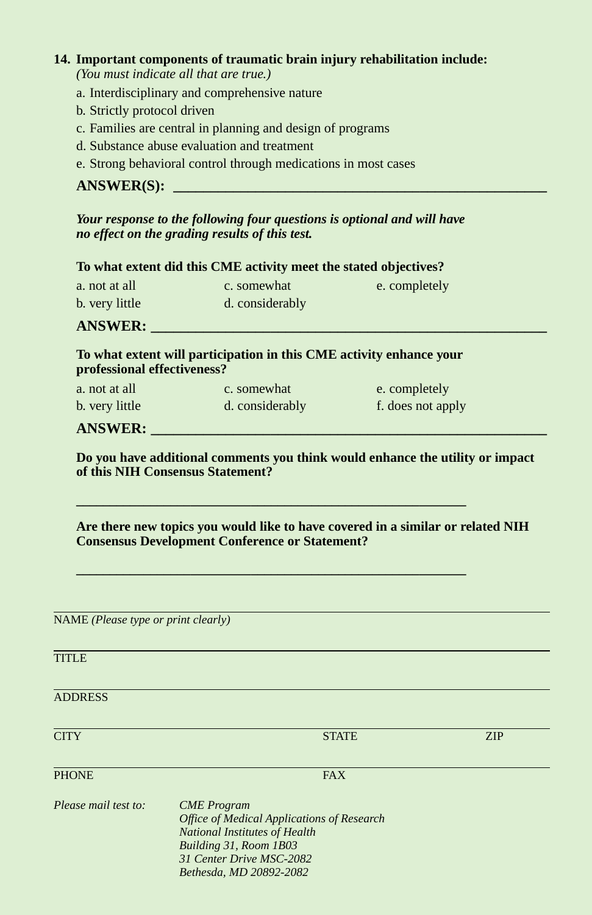**14. Important components of traumatic brain injury rehabilitation include:**
*(You must indicate all that are true.)*

a. Interdisciplinary and comprehensive nature
b. Strictly protocol driven
c. Families are central in planning and design of programs
d. Substance abuse evaluation and treatment
e. Strong behavioral control through medications in most cases

**ANSWER(S):** ______________________________________________

***Your response to the following four questions is optional and will have no effect on the grading results of this test.***

**To what extent did this CME activity meet the stated objectives?**

| | | |
|---|---|---|
| a. not at all | c. somewhat | e. completely |
| b. very little | d. considerably | |

**ANSWER:** ______________________________________________

**To what extent will participation in this CME activity enhance your professional effectiveness?**

| | | |
|---|---|---|
| a. not at all | c. somewhat | e. completely |
| b. very little | d. considerably | f. does not apply |

**ANSWER:** ______________________________________________

**Do you have additional comments you think would enhance the utility or impact of this NIH Consensus Statement?**

______________________________________________

**Are there new topics you would like to have covered in a similar or related NIH Consensus Development Conference or Statement?**

______________________________________________

______________________________________________
NAME *(Please type or print clearly)*

______________________________________________
TITLE

______________________________________________
ADDRESS

______________________________________________
CITY STATE ZIP

______________________________________________
PHONE FAX

*Please mail test to:*

*CME Program*
*Office of Medical Applications of Research*
*National Institutes of Health*
*Building 31, Room 1B03*
*31 Center Drive MSC-2082*
*Bethesda, MD 20892-2082*